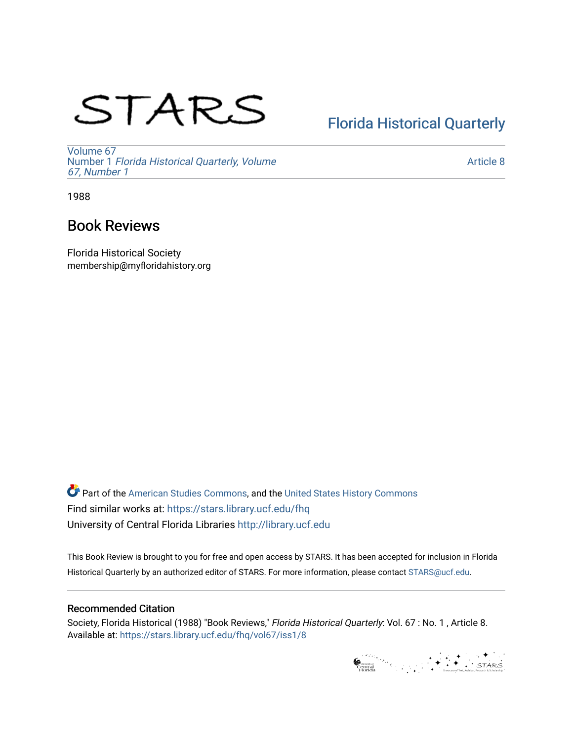STARS

Florida Historical Quarterly

Volume 67
Number 1 *Florida Historical Quarterly, Volume 67, Number 1*

Article 8

1988

# Book Reviews

Florida Historical Society
membership@myfloridahistory.org

Part of the American Studies Commons, and the United States History Commons
Find similar works at: https://stars.library.ucf.edu/fhq
University of Central Florida Libraries http://library.ucf.edu

This Book Review is brought to you for free and open access by STARS. It has been accepted for inclusion in Florida Historical Quarterly by an authorized editor of STARS. For more information, please contact STARS@ucf.edu.

## Recommended Citation

Society, Florida Historical (1988) "Book Reviews," *Florida Historical Quarterly*: Vol. 67 : No. 1 , Article 8.
Available at: https://stars.library.ucf.edu/fhq/vol67/iss1/8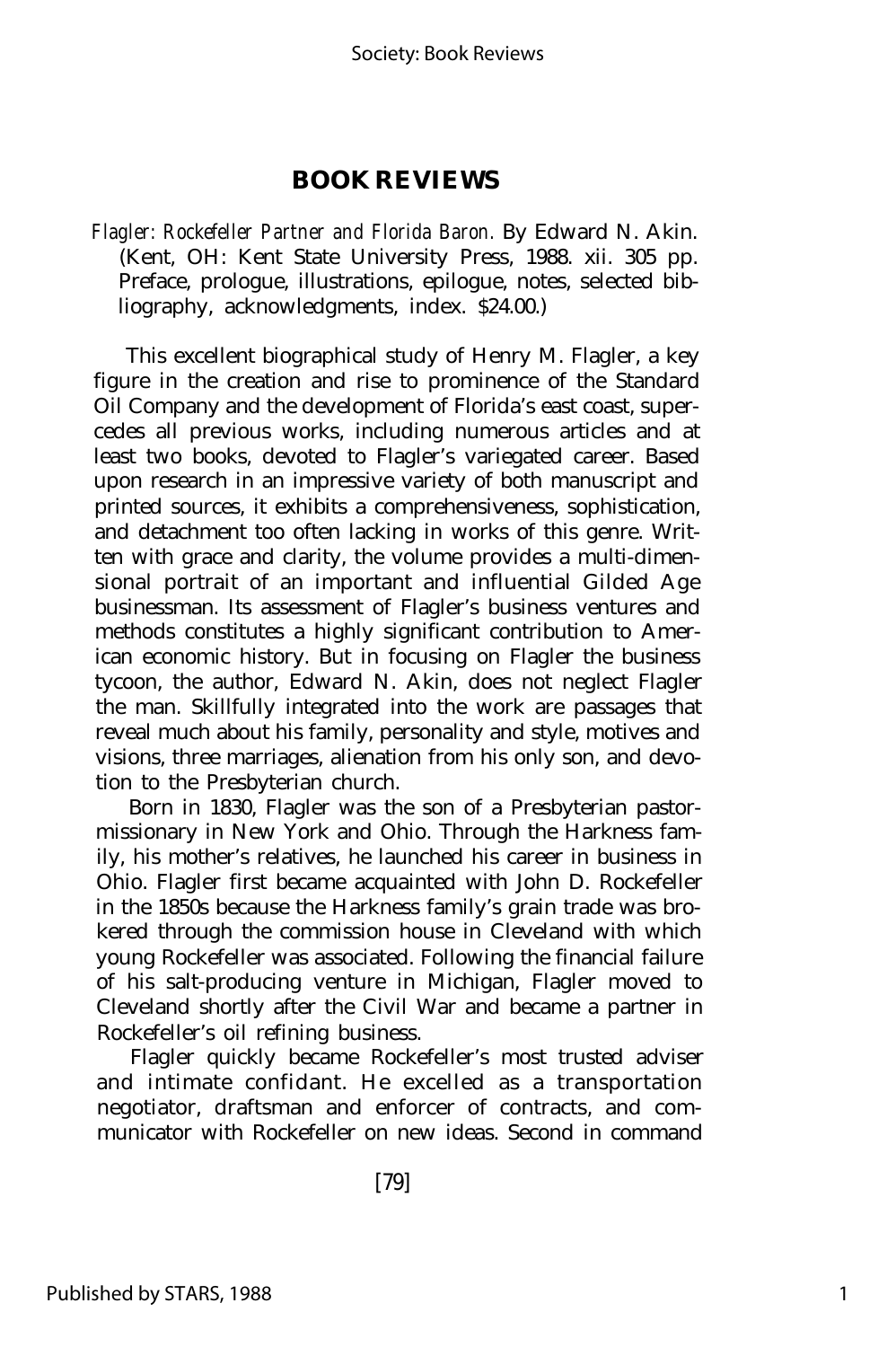# BOOK REVIEWS

*Flagler: Rockefeller Partner and Florida Baron.* By Edward N. Akin. (Kent, OH: Kent State University Press, 1988. xii. 305 pp. Preface, prologue, illustrations, epilogue, notes, selected bibliography, acknowledgments, index. $24.00.)

This excellent biographical study of Henry M. Flagler, a key figure in the creation and rise to prominence of the Standard Oil Company and the development of Florida's east coast, supercedes all previous works, including numerous articles and at least two books, devoted to Flagler's variegated career. Based upon research in an impressive variety of both manuscript and printed sources, it exhibits a comprehensiveness, sophistication, and detachment too often lacking in works of this genre. Written with grace and clarity, the volume provides a multi-dimensional portrait of an important and influential Gilded Age businessman. Its assessment of Flagler's business ventures and methods constitutes a highly significant contribution to American economic history. But in focusing on Flagler the business tycoon, the author, Edward N. Akin, does not neglect Flagler the man. Skillfully integrated into the work are passages that reveal much about his family, personality and style, motives and visions, three marriages, alienation from his only son, and devotion to the Presbyterian church.

Born in 1830, Flagler was the son of a Presbyterian pastor-missionary in New York and Ohio. Through the Harkness family, his mother's relatives, he launched his career in business in Ohio. Flagler first became acquainted with John D. Rockefeller in the 1850s because the Harkness family's grain trade was brokered through the commission house in Cleveland with which young Rockefeller was associated. Following the financial failure of his salt-producing venture in Michigan, Flagler moved to Cleveland shortly after the Civil War and became a partner in Rockefeller's oil refining business.

Flagler quickly became Rockefeller's most trusted adviser and intimate confidant. He excelled as a transportation negotiator, draftsman and enforcer of contracts, and communicator with Rockefeller on new ideas. Second in command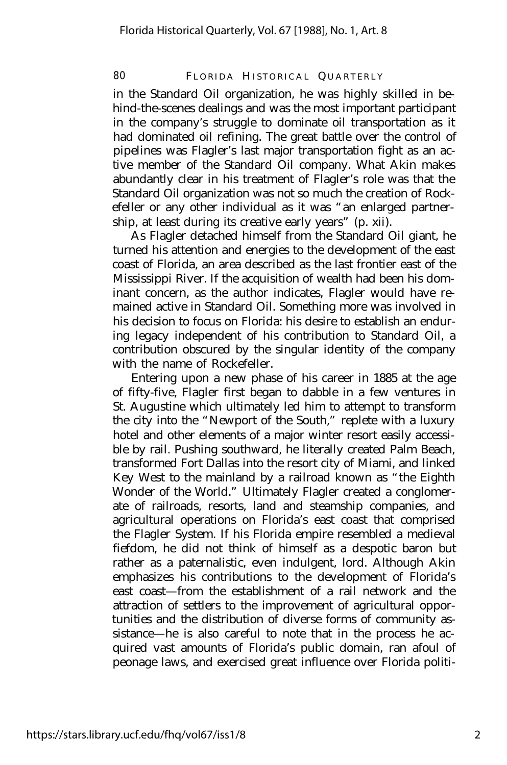in the Standard Oil organization, he was highly skilled in behind-the-scenes dealings and was the most important participant in the company's struggle to dominate oil transportation as it had dominated oil refining. The great battle over the control of pipelines was Flagler's last major transportation fight as an active member of the Standard Oil company. What Akin makes abundantly clear in his treatment of Flagler's role was that the Standard Oil organization was not so much the creation of Rockefeller or any other individual as it was "an enlarged partnership, at least during its creative early years" (p. xii).

As Flagler detached himself from the Standard Oil giant, he turned his attention and energies to the development of the east coast of Florida, an area described as the last frontier east of the Mississippi River. If the acquisition of wealth had been his dominant concern, as the author indicates, Flagler would have remained active in Standard Oil. Something more was involved in his decision to focus on Florida: his desire to establish an enduring legacy independent of his contribution to Standard Oil, a contribution obscured by the singular identity of the company with the name of Rockefeller.

Entering upon a new phase of his career in 1885 at the age of fifty-five, Flagler first began to dabble in a few ventures in St. Augustine which ultimately led him to attempt to transform the city into the "Newport of the South," replete with a luxury hotel and other elements of a major winter resort easily accessible by rail. Pushing southward, he literally created Palm Beach, transformed Fort Dallas into the resort city of Miami, and linked Key West to the mainland by a railroad known as "the Eighth Wonder of the World." Ultimately Flagler created a conglomerate of railroads, resorts, land and steamship companies, and agricultural operations on Florida's east coast that comprised the Flagler System. If his Florida empire resembled a medieval fiefdom, he did not think of himself as a despotic baron but rather as a paternalistic, even indulgent, lord. Although Akin emphasizes his contributions to the development of Florida's east coast—from the establishment of a rail network and the attraction of settlers to the improvement of agricultural opportunities and the distribution of diverse forms of community assistance—he is also careful to note that in the process he acquired vast amounts of Florida's public domain, ran afoul of peonage laws, and exercised great influence over Florida politi-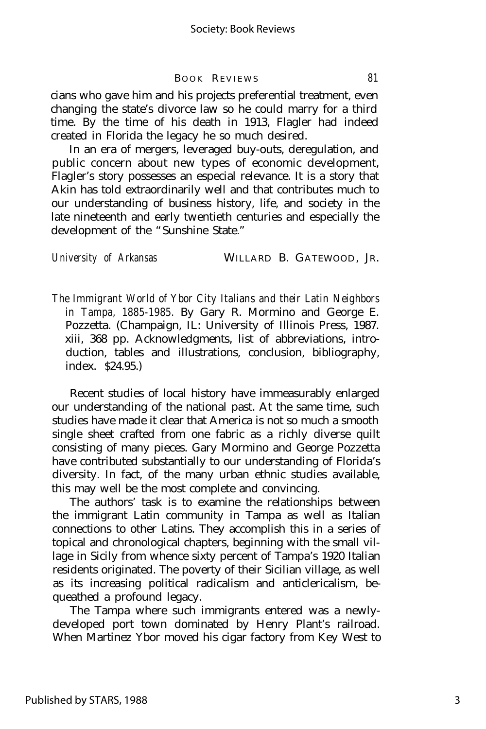cians who gave him and his projects preferential treatment, even changing the state's divorce law so he could marry for a third time. By the time of his death in 1913, Flagler had indeed created in Florida the legacy he so much desired.

In an era of mergers, leveraged buy-outs, deregulation, and public concern about new types of economic development, Flagler's story possesses an especial relevance. It is a story that Akin has told extraordinarily well and that contributes much to our understanding of business history, life, and society in the late nineteenth and early twentieth centuries and especially the development of the "Sunshine State."

*University of Arkansas* WILLARD B. GATEWOOD, JR.

*The Immigrant World of Ybor City Italians and their Latin Neighbors in Tampa, 1885-1985.* By Gary R. Mormino and George E. Pozzetta. (Champaign, IL: University of Illinois Press, 1987. xiii, 368 pp. Acknowledgments, list of abbreviations, introduction, tables and illustrations, conclusion, bibliography, index. $24.95.)

Recent studies of local history have immeasurably enlarged our understanding of the national past. At the same time, such studies have made it clear that America is not so much a smooth single sheet crafted from one fabric as a richly diverse quilt consisting of many pieces. Gary Mormino and George Pozzetta have contributed substantially to our understanding of Florida's diversity. In fact, of the many urban ethnic studies available, this may well be the most complete and convincing.

The authors' task is to examine the relationships between the immigrant Latin community in Tampa as well as Italian connections to other Latins. They accomplish this in a series of topical and chronological chapters, beginning with the small village in Sicily from whence sixty percent of Tampa's 1920 Italian residents originated. The poverty of their Sicilian village, as well as its increasing political radicalism and anticlericalism, bequeathed a profound legacy.

The Tampa where such immigrants entered was a newly-developed port town dominated by Henry Plant's railroad. When Martinez Ybor moved his cigar factory from Key West to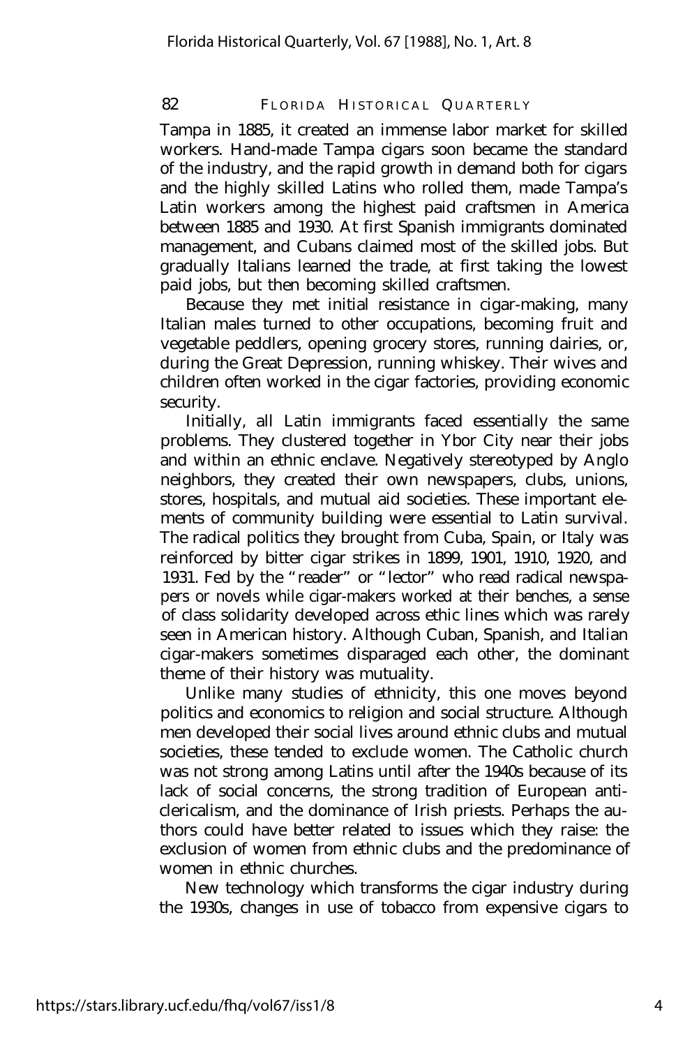Tampa in 1885, it created an immense labor market for skilled workers. Hand-made Tampa cigars soon became the standard of the industry, and the rapid growth in demand both for cigars and the highly skilled Latins who rolled them, made Tampa's Latin workers among the highest paid craftsmen in America between 1885 and 1930. At first Spanish immigrants dominated management, and Cubans claimed most of the skilled jobs. But gradually Italians learned the trade, at first taking the lowest paid jobs, but then becoming skilled craftsmen.

Because they met initial resistance in cigar-making, many Italian males turned to other occupations, becoming fruit and vegetable peddlers, opening grocery stores, running dairies, or, during the Great Depression, running whiskey. Their wives and children often worked in the cigar factories, providing economic security.

Initially, all Latin immigrants faced essentially the same problems. They clustered together in Ybor City near their jobs and within an ethnic enclave. Negatively stereotyped by Anglo neighbors, they created their own newspapers, clubs, unions, stores, hospitals, and mutual aid societies. These important elements of community building were essential to Latin survival. The radical politics they brought from Cuba, Spain, or Italy was reinforced by bitter cigar strikes in 1899, 1901, 1910, 1920, and 1931. Fed by the "reader" or "lector" who read radical newspapers or novels while cigar-makers worked at their benches, a sense of class solidarity developed across ethic lines which was rarely seen in American history. Although Cuban, Spanish, and Italian cigar-makers sometimes disparaged each other, the dominant theme of their history was mutuality.

Unlike many studies of ethnicity, this one moves beyond politics and economics to religion and social structure. Although men developed their social lives around ethnic clubs and mutual societies, these tended to exclude women. The Catholic church was not strong among Latins until after the 1940s because of its lack of social concerns, the strong tradition of European anticlericalism, and the dominance of Irish priests. Perhaps the authors could have better related to issues which they raise: the exclusion of women from ethnic clubs and the predominance of women in ethnic churches.

New technology which transforms the cigar industry during the 1930s, changes in use of tobacco from expensive cigars to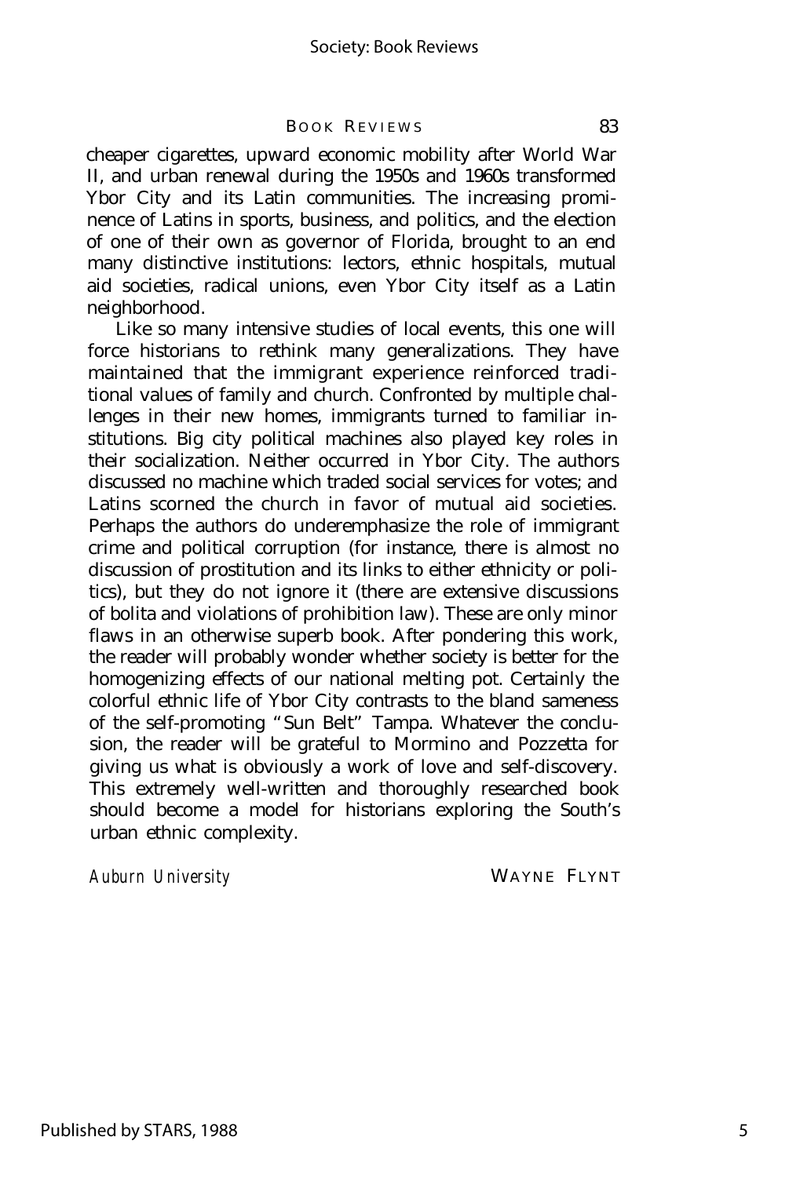cheaper cigarettes, upward economic mobility after World War II, and urban renewal during the 1950s and 1960s transformed Ybor City and its Latin communities. The increasing prominence of Latins in sports, business, and politics, and the election of one of their own as governor of Florida, brought to an end many distinctive institutions: lectors, ethnic hospitals, mutual aid societies, radical unions, even Ybor City itself as a Latin neighborhood.

Like so many intensive studies of local events, this one will force historians to rethink many generalizations. They have maintained that the immigrant experience reinforced traditional values of family and church. Confronted by multiple challenges in their new homes, immigrants turned to familiar institutions. Big city political machines also played key roles in their socialization. Neither occurred in Ybor City. The authors discussed no machine which traded social services for votes; and Latins scorned the church in favor of mutual aid societies. Perhaps the authors do underemphasize the role of immigrant crime and political corruption (for instance, there is almost no discussion of prostitution and its links to either ethnicity or politics), but they do not ignore it (there are extensive discussions of bolita and violations of prohibition law). These are only minor flaws in an otherwise superb book. After pondering this work, the reader will probably wonder whether society is better for the homogenizing effects of our national melting pot. Certainly the colorful ethnic life of Ybor City contrasts to the bland sameness of the self-promoting "Sun Belt" Tampa. Whatever the conclusion, the reader will be grateful to Mormino and Pozzetta for giving us what is obviously a work of love and self-discovery. This extremely well-written and thoroughly researched book should become a model for historians exploring the South's urban ethnic complexity.

*Auburn University* WAYNE FLYNT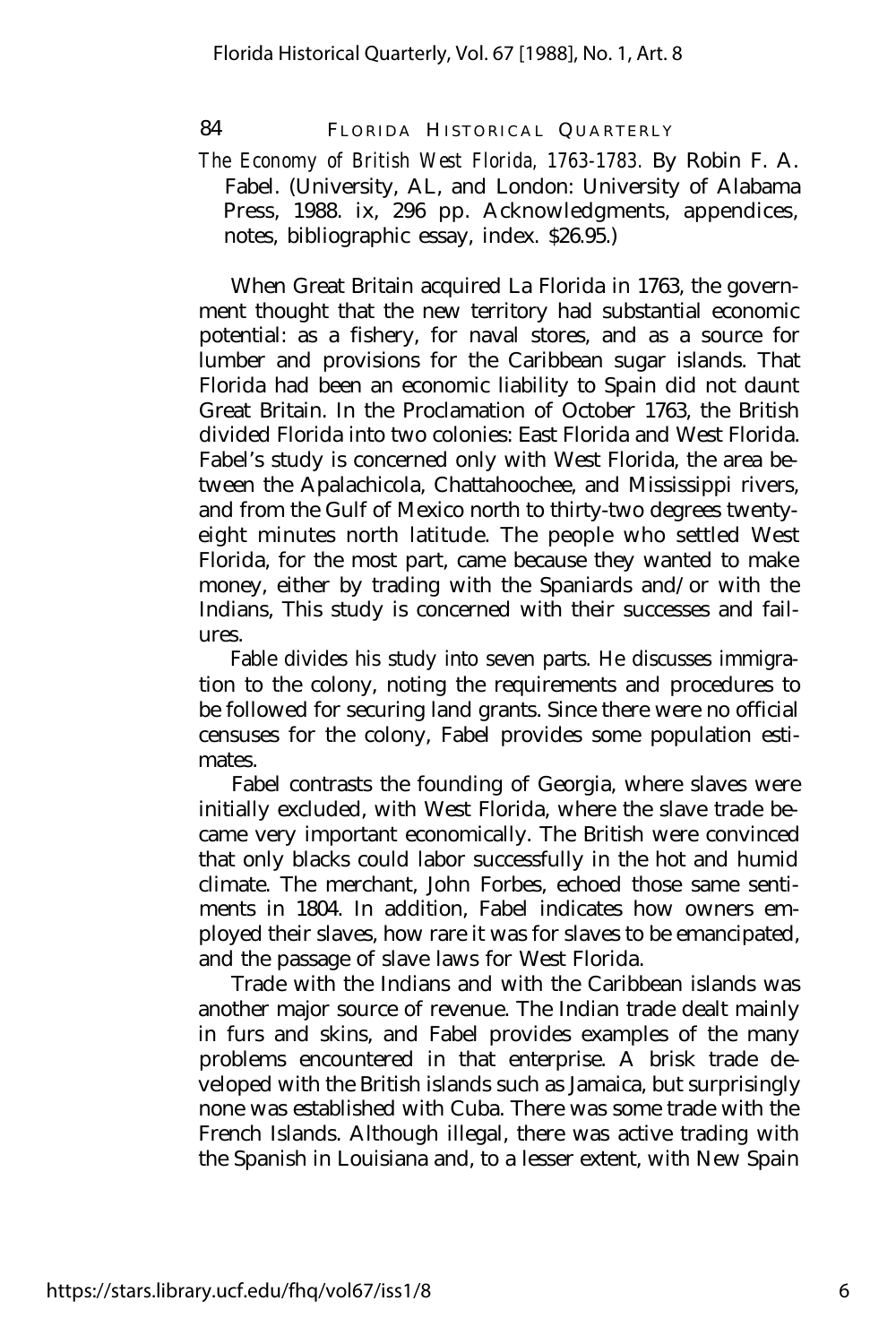*The Economy of British West Florida, 1763-1783.* By Robin F. A. Fabel. (University, AL, and London: University of Alabama Press, 1988. ix, 296 pp. Acknowledgments, appendices, notes, bibliographic essay, index. $26.95.)

When Great Britain acquired La Florida in 1763, the government thought that the new territory had substantial economic potential: as a fishery, for naval stores, and as a source for lumber and provisions for the Caribbean sugar islands. That Florida had been an economic liability to Spain did not daunt Great Britain. In the Proclamation of October 1763, the British divided Florida into two colonies: East Florida and West Florida. Fabel's study is concerned only with West Florida, the area between the Apalachicola, Chattahoochee, and Mississippi rivers, and from the Gulf of Mexico north to thirty-two degrees twenty-eight minutes north latitude. The people who settled West Florida, for the most part, came because they wanted to make money, either by trading with the Spaniards and/or with the Indians, This study is concerned with their successes and failures.

Fable divides his study into seven parts. He discusses immigration to the colony, noting the requirements and procedures to be followed for securing land grants. Since there were no official censuses for the colony, Fabel provides some population estimates.

Fabel contrasts the founding of Georgia, where slaves were initially excluded, with West Florida, where the slave trade became very important economically. The British were convinced that only blacks could labor successfully in the hot and humid climate. The merchant, John Forbes, echoed those same sentiments in 1804. In addition, Fabel indicates how owners employed their slaves, how rare it was for slaves to be emancipated, and the passage of slave laws for West Florida.

Trade with the Indians and with the Caribbean islands was another major source of revenue. The Indian trade dealt mainly in furs and skins, and Fabel provides examples of the many problems encountered in that enterprise. A brisk trade developed with the British islands such as Jamaica, but surprisingly none was established with Cuba. There was some trade with the French Islands. Although illegal, there was active trading with the Spanish in Louisiana and, to a lesser extent, with New Spain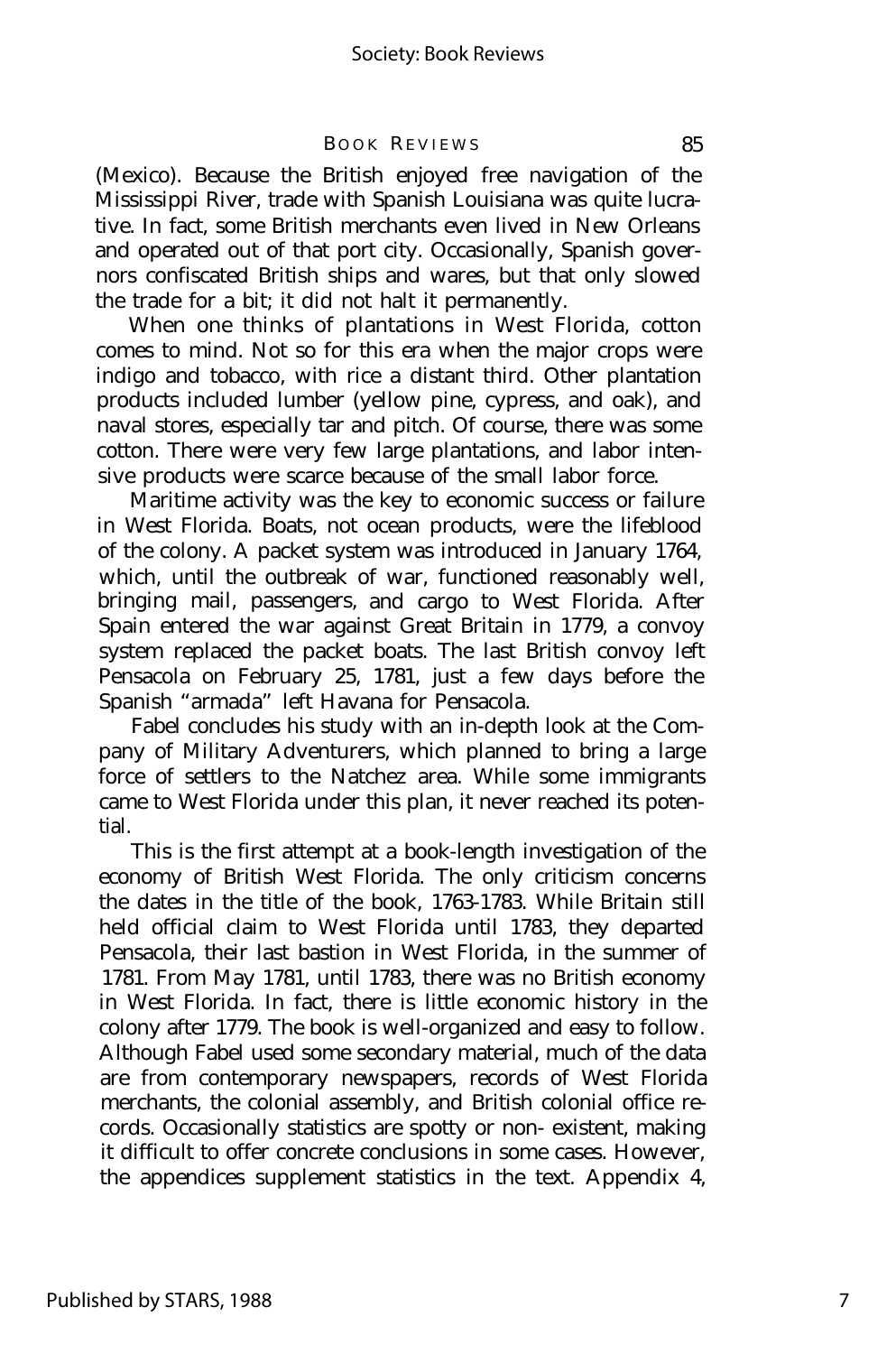(Mexico). Because the British enjoyed free navigation of the Mississippi River, trade with Spanish Louisiana was quite lucrative. In fact, some British merchants even lived in New Orleans and operated out of that port city. Occasionally, Spanish governors confiscated British ships and wares, but that only slowed the trade for a bit; it did not halt it permanently.

When one thinks of plantations in West Florida, cotton comes to mind. Not so for this era when the major crops were indigo and tobacco, with rice a distant third. Other plantation products included lumber (yellow pine, cypress, and oak), and naval stores, especially tar and pitch. Of course, there was some cotton. There were very few large plantations, and labor intensive products were scarce because of the small labor force.

Maritime activity was the key to economic success or failure in West Florida. Boats, not ocean products, were the lifeblood of the colony. A packet system was introduced in January 1764, which, until the outbreak of war, functioned reasonably well, bringing mail, passengers, and cargo to West Florida. After Spain entered the war against Great Britain in 1779, a convoy system replaced the packet boats. The last British convoy left Pensacola on February 25, 1781, just a few days before the Spanish "armada" left Havana for Pensacola.

Fabel concludes his study with an in-depth look at the Company of Military Adventurers, which planned to bring a large force of settlers to the Natchez area. While some immigrants came to West Florida under this plan, it never reached its potential.

This is the first attempt at a book-length investigation of the economy of British West Florida. The only criticism concerns the dates in the title of the book, 1763-1783. While Britain still held official claim to West Florida until 1783, they departed Pensacola, their last bastion in West Florida, in the summer of 1781. From May 1781, until 1783, there was no British economy in West Florida. In fact, there is little economic history in the colony after 1779. The book is well-organized and easy to follow. Although Fabel used some secondary material, much of the data are from contemporary newspapers, records of West Florida merchants, the colonial assembly, and British colonial office records. Occasionally statistics are spotty or non- existent, making it difficult to offer concrete conclusions in some cases. However, the appendices supplement statistics in the text. Appendix 4,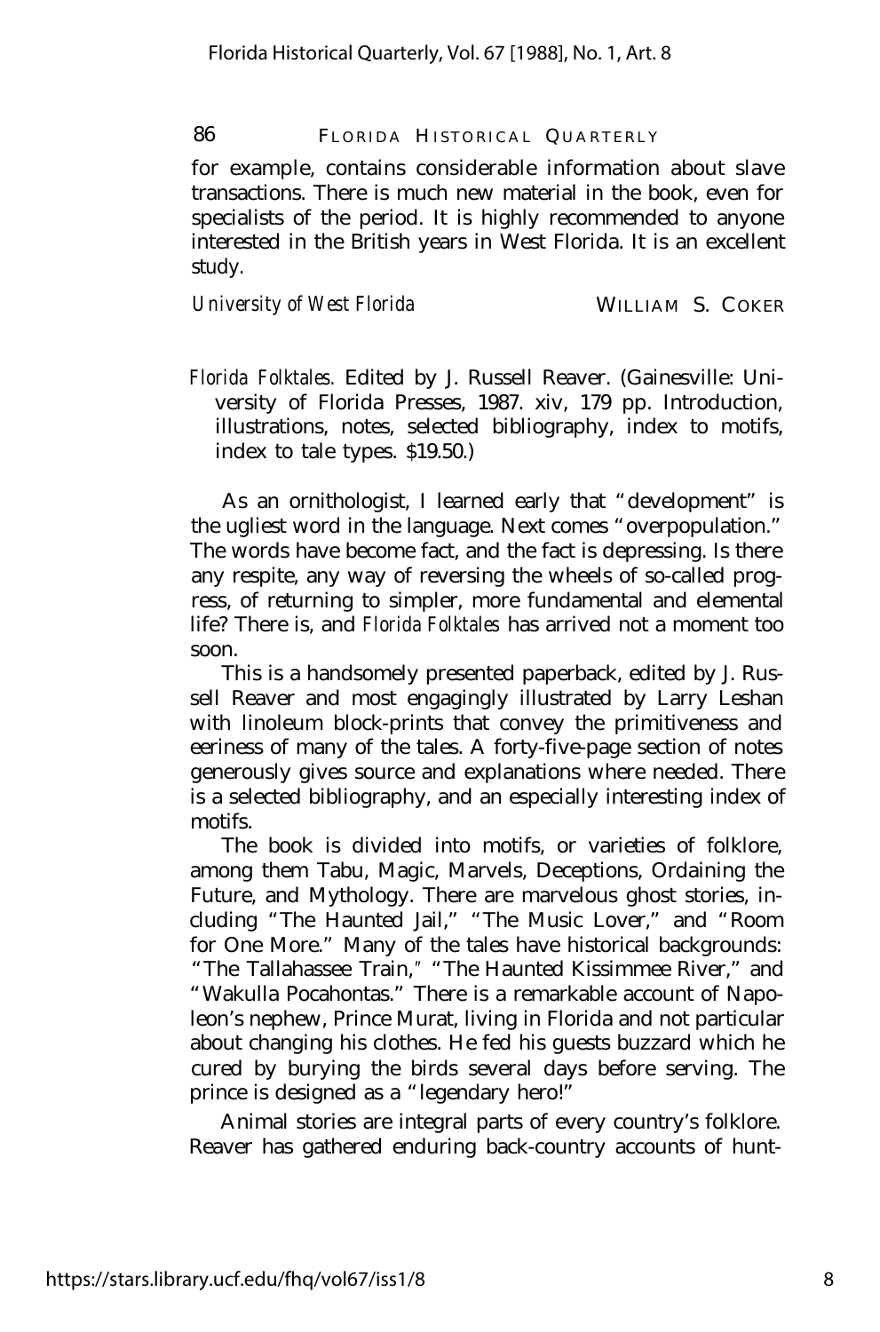for example, contains considerable information about slave transactions. There is much new material in the book, even for specialists of the period. It is highly recommended to anyone interested in the British years in West Florida. It is an excellent study.

*University of West Florida* WILLIAM S. COKER

*Florida Folktales.* Edited by J. Russell Reaver. (Gainesville: University of Florida Presses, 1987. xiv, 179 pp. Introduction, illustrations, notes, selected bibliography, index to motifs, index to tale types. $19.50.)

As an ornithologist, I learned early that "development" is the ugliest word in the language. Next comes "overpopulation." The words have become fact, and the fact is depressing. Is there any respite, any way of reversing the wheels of so-called progress, of returning to simpler, more fundamental and elemental life? There is, and *Florida Folktales* has arrived not a moment too soon.

This is a handsomely presented paperback, edited by J. Russell Reaver and most engagingly illustrated by Larry Leshan with linoleum block-prints that convey the primitiveness and eeriness of many of the tales. A forty-five-page section of notes generously gives source and explanations where needed. There is a selected bibliography, and an especially interesting index of motifs.

The book is divided into motifs, or varieties of folklore, among them Tabu, Magic, Marvels, Deceptions, Ordaining the Future, and Mythology. There are marvelous ghost stories, including "The Haunted Jail," "The Music Lover," and "Room for One More." Many of the tales have historical backgrounds: "The Tallahassee Train," "The Haunted Kissimmee River," and "Wakulla Pocahontas." There is a remarkable account of Napoleon's nephew, Prince Murat, living in Florida and not particular about changing his clothes. He fed his guests buzzard which he cured by burying the birds several days before serving. The prince is designed as a "legendary hero!"

Animal stories are integral parts of every country's folklore. Reaver has gathered enduring back-country accounts of hunt-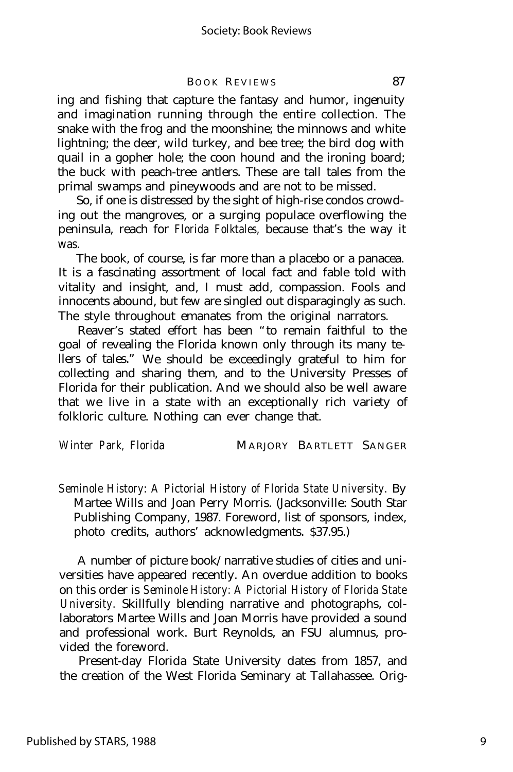ing and fishing that capture the fantasy and humor, ingenuity and imagination running through the entire collection. The snake with the frog and the moonshine; the minnows and white lightning; the deer, wild turkey, and bee tree; the bird dog with quail in a gopher hole; the coon hound and the ironing board; the buck with peach-tree antlers. These are tall tales from the primal swamps and pineywoods and are not to be missed.

So, if one is distressed by the sight of high-rise condos crowding out the mangroves, or a surging populace overflowing the peninsula, reach for *Florida Folktales,* because that's the way it *was.*

The book, of course, is far more than a placebo or a panacea. It is a fascinating assortment of local fact and fable told with vitality and insight, and, I must add, compassion. Fools and innocents abound, but few are singled out disparagingly as such. The style throughout emanates from the original narrators.

Reaver's stated effort has been "to remain faithful to the goal of revealing the Florida known only through its many tellers of tales." We should be exceedingly grateful to him for collecting and sharing them, and to the University Presses of Florida for their publication. And we should also be well aware that we live in a state with an exceptionally rich variety of folkloric culture. Nothing can ever change that.

*Winter Park, Florida* MARJORY BARTLETT SANGER

*Seminole History: A Pictorial History of Florida State University.* By Martee Wills and Joan Perry Morris. (Jacksonville: South Star Publishing Company, 1987. Foreword, list of sponsors, index, photo credits, authors' acknowledgments. $37.95.)

A number of picture book/narrative studies of cities and universities have appeared recently. An overdue addition to books on this order is *Seminole History: A Pictorial History of Florida State University.* Skillfully blending narrative and photographs, collaborators Martee Wills and Joan Morris have provided a sound and professional work. Burt Reynolds, an FSU alumnus, provided the foreword.

Present-day Florida State University dates from 1857, and the creation of the West Florida Seminary at Tallahassee. Orig-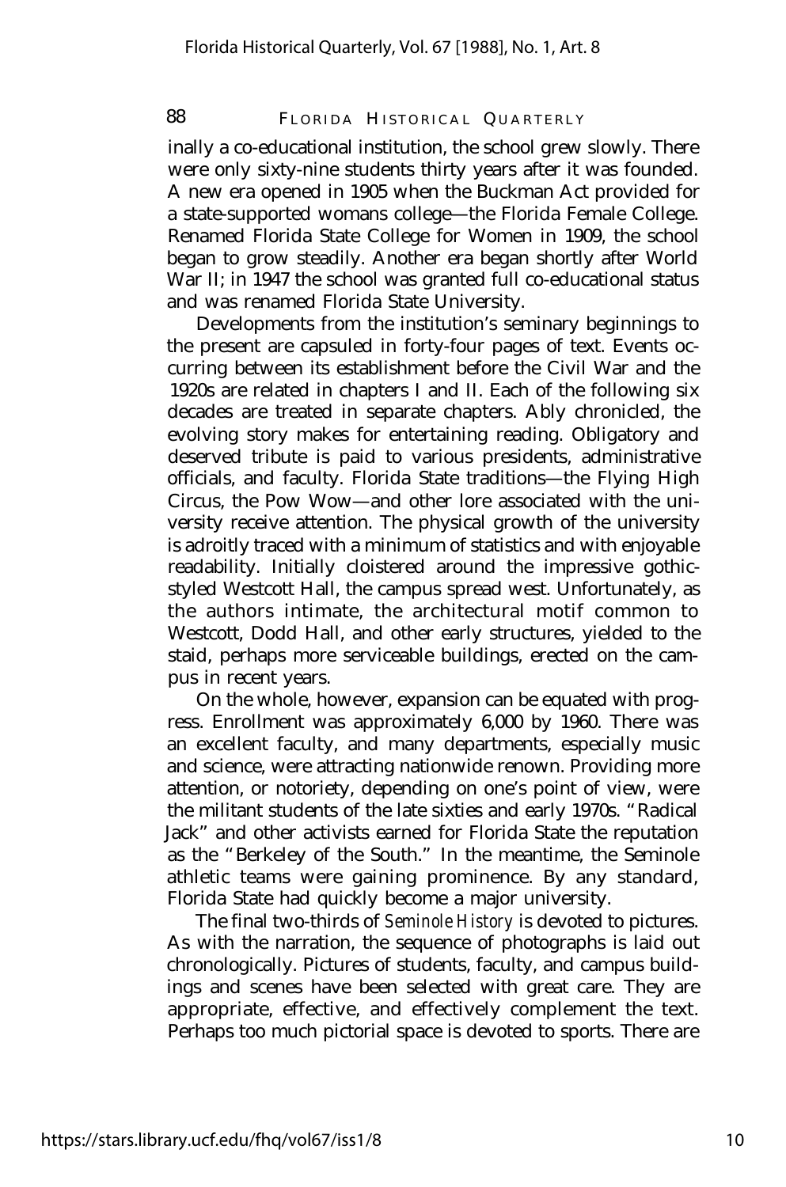inally a co-educational institution, the school grew slowly. There were only sixty-nine students thirty years after it was founded. A new era opened in 1905 when the Buckman Act provided for a state-supported womans college—the Florida Female College. Renamed Florida State College for Women in 1909, the school began to grow steadily. Another era began shortly after World War II; in 1947 the school was granted full co-educational status and was renamed Florida State University.

Developments from the institution's seminary beginnings to the present are capsuled in forty-four pages of text. Events occurring between its establishment before the Civil War and the 1920s are related in chapters I and II. Each of the following six decades are treated in separate chapters. Ably chronicled, the evolving story makes for entertaining reading. Obligatory and deserved tribute is paid to various presidents, administrative officials, and faculty. Florida State traditions—the Flying High Circus, the Pow Wow—and other lore associated with the university receive attention. The physical growth of the university is adroitly traced with a minimum of statistics and with enjoyable readability. Initially cloistered around the impressive gothic-styled Westcott Hall, the campus spread west. Unfortunately, as the authors intimate, the architectural motif common to Westcott, Dodd Hall, and other early structures, yielded to the staid, perhaps more serviceable buildings, erected on the campus in recent years.

On the whole, however, expansion can be equated with progress. Enrollment was approximately 6,000 by 1960. There was an excellent faculty, and many departments, especially music and science, were attracting nationwide renown. Providing more attention, or notoriety, depending on one's point of view, were the militant students of the late sixties and early 1970s. "Radical Jack" and other activists earned for Florida State the reputation as the "Berkeley of the South." In the meantime, the Seminole athletic teams were gaining prominence. By any standard, Florida State had quickly become a major university.

The final two-thirds of *Seminole History* is devoted to pictures. As with the narration, the sequence of photographs is laid out chronologically. Pictures of students, faculty, and campus buildings and scenes have been selected with great care. They are appropriate, effective, and effectively complement the text. Perhaps too much pictorial space is devoted to sports. There are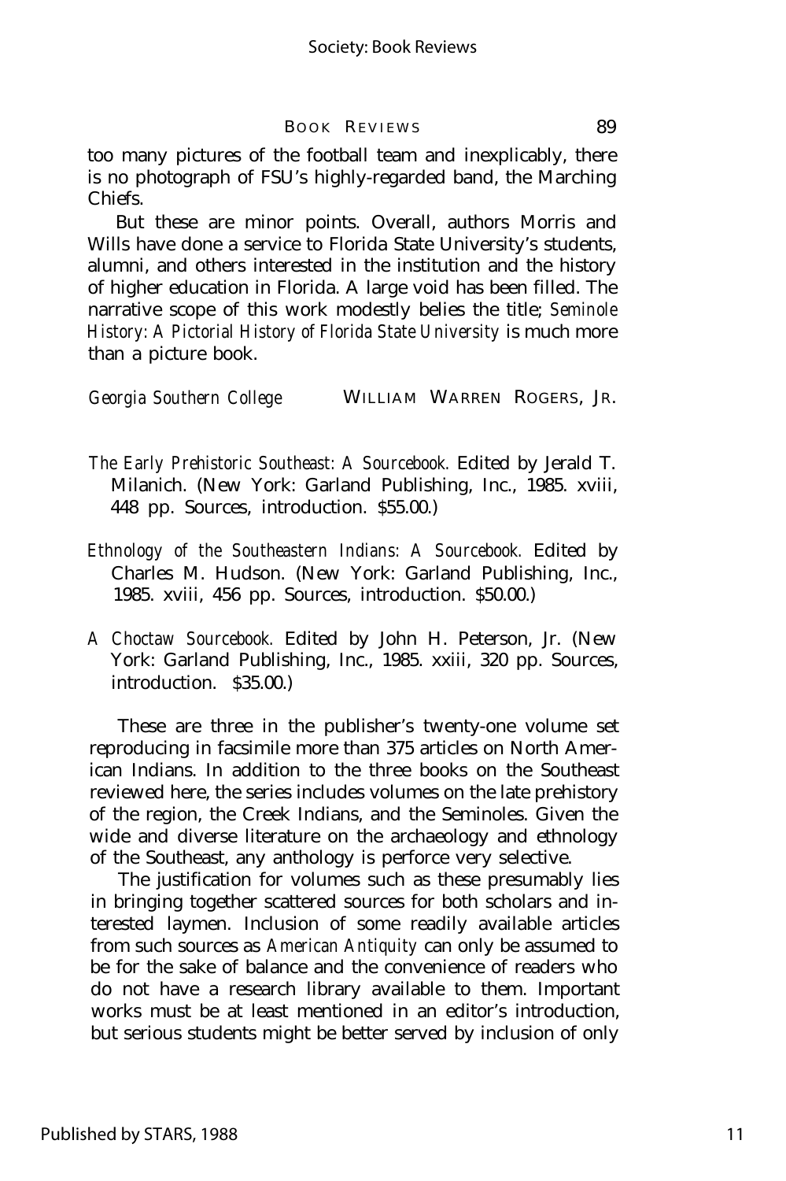too many pictures of the football team and inexplicably, there is no photograph of FSU's highly-regarded band, the Marching Chiefs.

But these are minor points. Overall, authors Morris and Wills have done a service to Florida State University's students, alumni, and others interested in the institution and the history of higher education in Florida. A large void has been filled. The narrative scope of this work modestly belies the title; *Seminole History: A Pictorial History of Florida State University* is much more than a picture book.

*Georgia Southern College* WILLIAM WARREN ROGERS, JR.

*The Early Prehistoric Southeast: A Sourcebook.* Edited by Jerald T. Milanich. (New York: Garland Publishing, Inc., 1985. xviii, 448 pp. Sources, introduction. $55.00.)

*Ethnology of the Southeastern Indians: A Sourcebook.* Edited by Charles M. Hudson. (New York: Garland Publishing, Inc., 1985. xviii, 456 pp. Sources, introduction. $50.00.)

*A Choctaw Sourcebook.* Edited by John H. Peterson, Jr. (New York: Garland Publishing, Inc., 1985. xxiii, 320 pp. Sources, introduction. $35.00.)

These are three in the publisher's twenty-one volume set reproducing in facsimile more than 375 articles on North American Indians. In addition to the three books on the Southeast reviewed here, the series includes volumes on the late prehistory of the region, the Creek Indians, and the Seminoles. Given the wide and diverse literature on the archaeology and ethnology of the Southeast, any anthology is perforce very selective.

The justification for volumes such as these presumably lies in bringing together scattered sources for both scholars and interested laymen. Inclusion of some readily available articles from such sources as *American Antiquity* can only be assumed to be for the sake of balance and the convenience of readers who do not have a research library available to them. Important works must be at least mentioned in an editor's introduction, but serious students might be better served by inclusion of only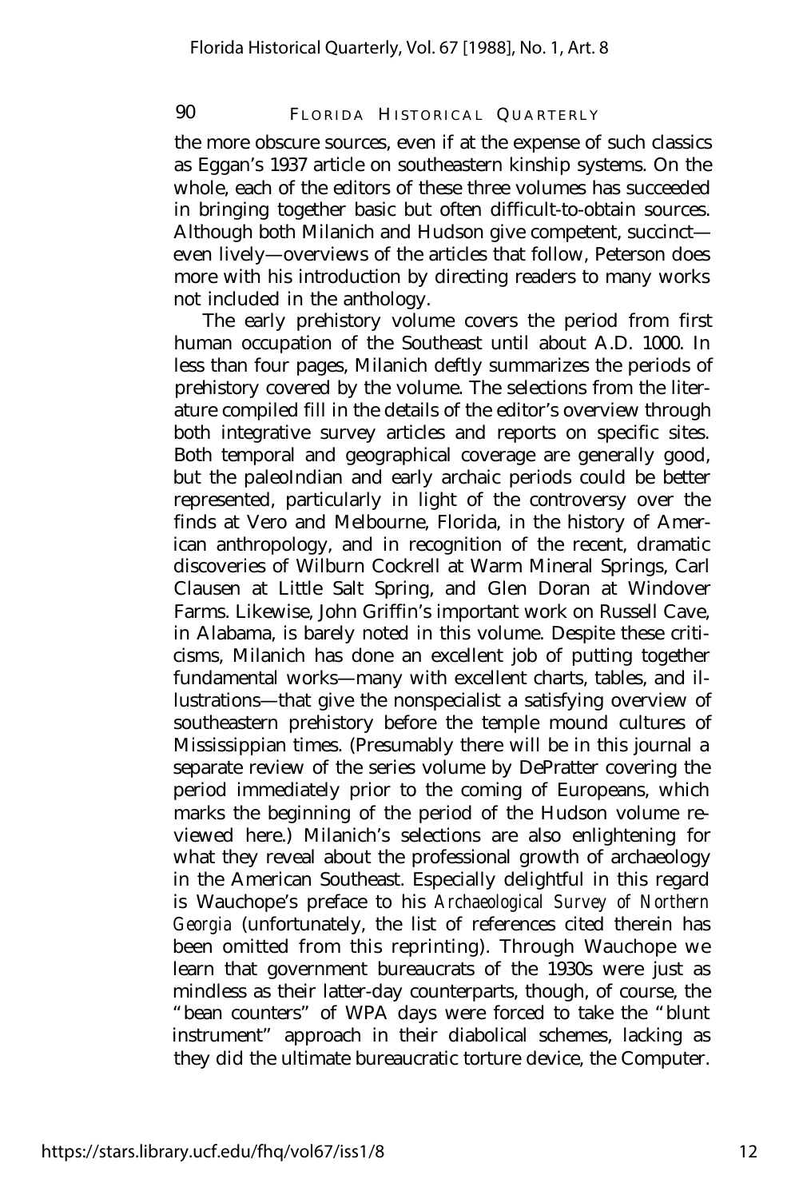the more obscure sources, even if at the expense of such classics as Eggan's 1937 article on southeastern kinship systems. On the whole, each of the editors of these three volumes has succeeded in bringing together basic but often difficult-to-obtain sources. Although both Milanich and Hudson give competent, succinct—even lively—overviews of the articles that follow, Peterson does more with his introduction by directing readers to many works not included in the anthology.

The early prehistory volume covers the period from first human occupation of the Southeast until about A.D. 1000. In less than four pages, Milanich deftly summarizes the periods of prehistory covered by the volume. The selections from the literature compiled fill in the details of the editor's overview through both integrative survey articles and reports on specific sites. Both temporal and geographical coverage are generally good, but the paleoIndian and early archaic periods could be better represented, particularly in light of the controversy over the finds at Vero and Melbourne, Florida, in the history of American anthropology, and in recognition of the recent, dramatic discoveries of Wilburn Cockrell at Warm Mineral Springs, Carl Clausen at Little Salt Spring, and Glen Doran at Windover Farms. Likewise, John Griffin's important work on Russell Cave, in Alabama, is barely noted in this volume. Despite these criticisms, Milanich has done an excellent job of putting together fundamental works—many with excellent charts, tables, and illustrations—that give the nonspecialist a satisfying overview of southeastern prehistory before the temple mound cultures of Mississippian times. (Presumably there will be in this journal a separate review of the series volume by DePratter covering the period immediately prior to the coming of Europeans, which marks the beginning of the period of the Hudson volume reviewed here.) Milanich's selections are also enlightening for what they reveal about the professional growth of archaeology in the American Southeast. Especially delightful in this regard is Wauchope's preface to his *Archaeological Survey of Northern Georgia* (unfortunately, the list of references cited therein has been omitted from this reprinting). Through Wauchope we learn that government bureaucrats of the 1930s were just as mindless as their latter-day counterparts, though, of course, the "bean counters" of WPA days were forced to take the "blunt instrument" approach in their diabolical schemes, lacking as they did the ultimate bureaucratic torture device, the Computer.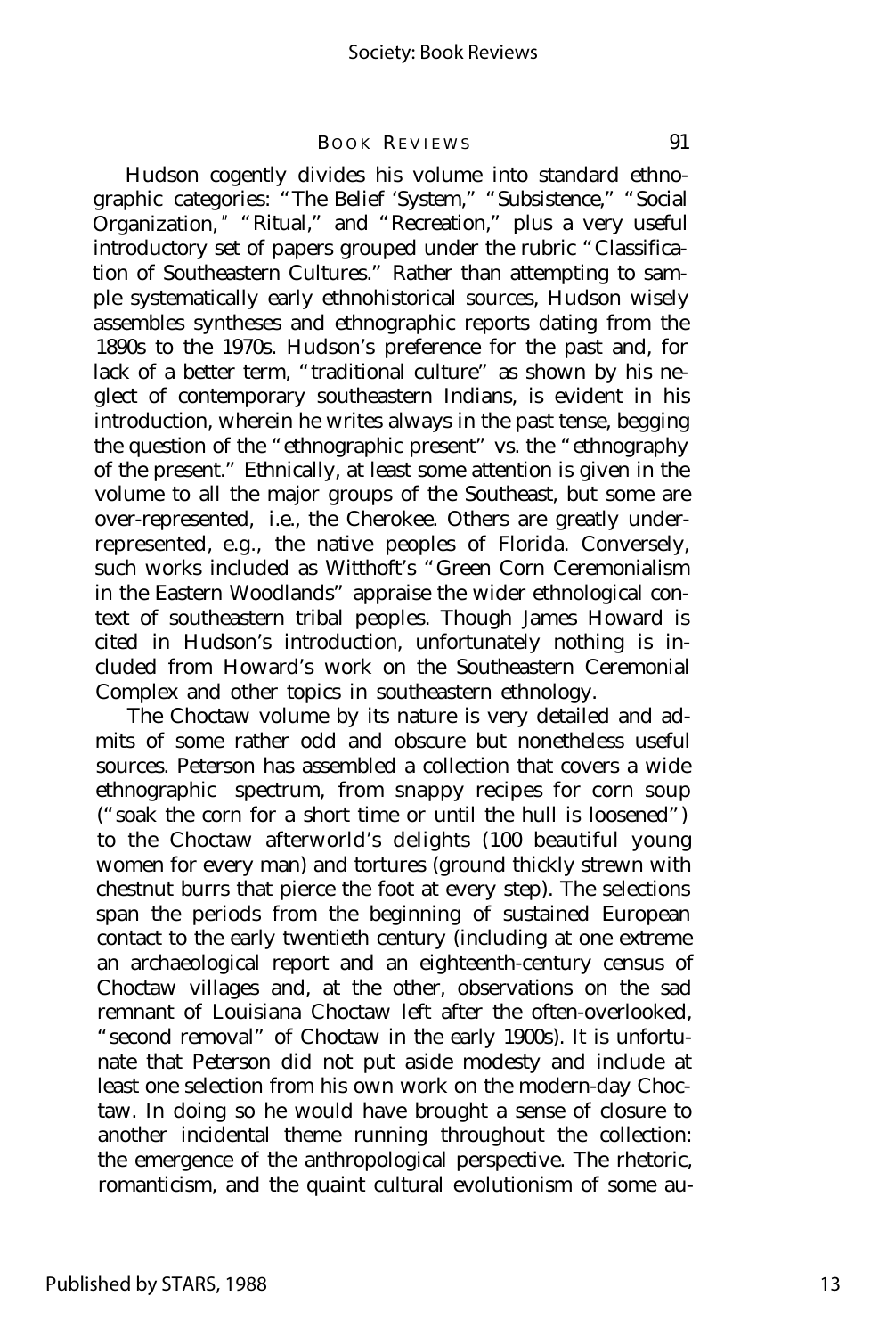Hudson cogently divides his volume into standard ethnographic categories: "The Belief 'System," "Subsistence," "Social Organization," "Ritual," and "Recreation," plus a very useful introductory set of papers grouped under the rubric "Classification of Southeastern Cultures." Rather than attempting to sample systematically early ethnohistorical sources, Hudson wisely assembles syntheses and ethnographic reports dating from the 1890s to the 1970s. Hudson's preference for the past and, for lack of a better term, "traditional culture" as shown by his neglect of contemporary southeastern Indians, is evident in his introduction, wherein he writes always in the past tense, begging the question of the "ethnographic present" vs. the "ethnography of the present." Ethnically, at least some attention is given in the volume to all the major groups of the Southeast, but some are over-represented, i.e., the Cherokee. Others are greatly under-represented, e.g., the native peoples of Florida. Conversely, such works included as Witthoft's "Green Corn Ceremonialism in the Eastern Woodlands" appraise the wider ethnological context of southeastern tribal peoples. Though James Howard is cited in Hudson's introduction, unfortunately nothing is included from Howard's work on the Southeastern Ceremonial Complex and other topics in southeastern ethnology.

The Choctaw volume by its nature is very detailed and admits of some rather odd and obscure but nonetheless useful sources. Peterson has assembled a collection that covers a wide ethnographic spectrum, from snappy recipes for corn soup ("soak the corn for a short time or until the hull is loosened") to the Choctaw afterworld's delights (100 beautiful young women for every man) and tortures (ground thickly strewn with chestnut burrs that pierce the foot at every step). The selections span the periods from the beginning of sustained European contact to the early twentieth century (including at one extreme an archaeological report and an eighteenth-century census of Choctaw villages and, at the other, observations on the sad remnant of Louisiana Choctaw left after the often-overlooked, "second removal" of Choctaw in the early 1900s). It is unfortunate that Peterson did not put aside modesty and include at least one selection from his own work on the modern-day Choctaw. In doing so he would have brought a sense of closure to another incidental theme running throughout the collection: the emergence of the anthropological perspective. The rhetoric, romanticism, and the quaint cultural evolutionism of some au-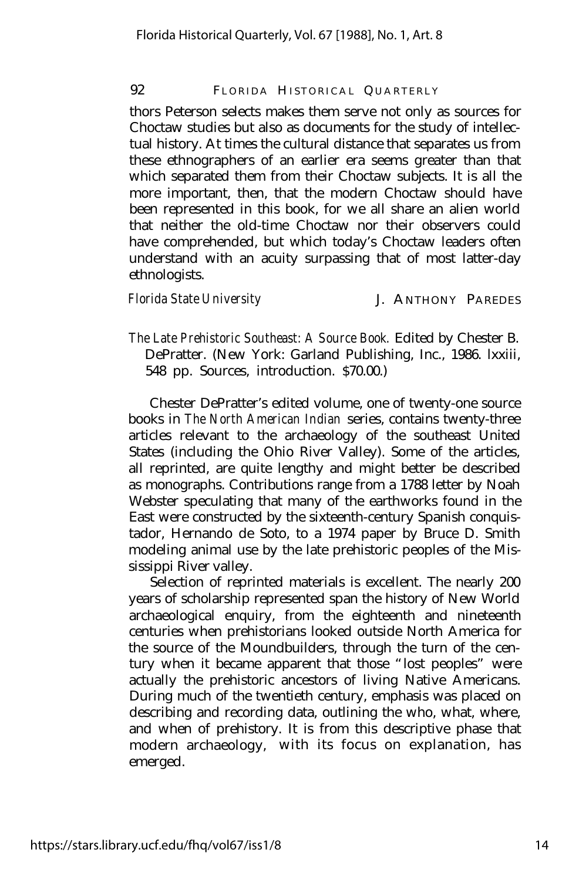thors Peterson selects makes them serve not only as sources for Choctaw studies but also as documents for the study of intellectual history. At times the cultural distance that separates us from these ethnographers of an earlier era seems greater than that which separated them from their Choctaw subjects. It is all the more important, then, that the modern Choctaw should have been represented in this book, for we all share an alien world that neither the old-time Choctaw nor their observers could have comprehended, but which today's Choctaw leaders often understand with an acuity surpassing that of most latter-day ethnologists.

*Florida State University* J. ANTHONY PAREDES

*The Late Prehistoric Southeast: A Source Book.* Edited by Chester B. DePratter. (New York: Garland Publishing, Inc., 1986. lxxiii, 548 pp. Sources, introduction. $70.00.)

Chester DePratter's edited volume, one of twenty-one source books in *The North American Indian* series, contains twenty-three articles relevant to the archaeology of the southeast United States (including the Ohio River Valley). Some of the articles, all reprinted, are quite lengthy and might better be described as monographs. Contributions range from a 1788 letter by Noah Webster speculating that many of the earthworks found in the East were constructed by the sixteenth-century Spanish conquistador, Hernando de Soto, to a 1974 paper by Bruce D. Smith modeling animal use by the late prehistoric peoples of the Mississippi River valley.

Selection of reprinted materials is excellent. The nearly 200 years of scholarship represented span the history of New World archaeological enquiry, from the eighteenth and nineteenth centuries when prehistorians looked outside North America for the source of the Moundbuilders, through the turn of the century when it became apparent that those "lost peoples" were actually the prehistoric ancestors of living Native Americans. During much of the twentieth century, emphasis was placed on describing and recording data, outlining the who, what, where, and when of prehistory. It is from this descriptive phase that modern archaeology, with its focus on explanation, has emerged.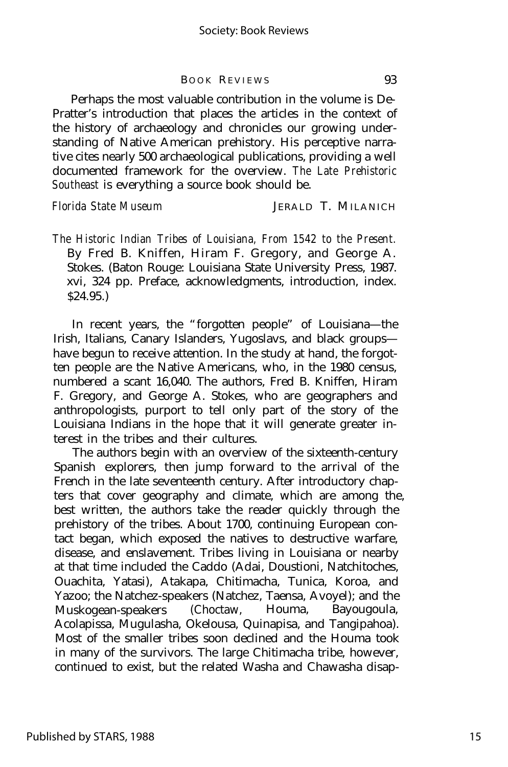Perhaps the most valuable contribution in the volume is DePratter's introduction that places the articles in the context of the history of archaeology and chronicles our growing understanding of Native American prehistory. His perceptive narrative cites nearly 500 archaeological publications, providing a well documented framework for the overview. *The Late Prehistoric Southeast* is everything a source book should be.

*Florida State Museum* JERALD T. MILANICH

*The Historic Indian Tribes of Louisiana, From 1542 to the Present.* By Fred B. Kniffen, Hiram F. Gregory, and George A. Stokes. (Baton Rouge: Louisiana State University Press, 1987. xvi, 324 pp. Preface, acknowledgments, introduction, index. $24.95.)

In recent years, the "forgotten people" of Louisiana—the Irish, Italians, Canary Islanders, Yugoslavs, and black groups—have begun to receive attention. In the study at hand, the forgotten people are the Native Americans, who, in the 1980 census, numbered a scant 16,040. The authors, Fred B. Kniffen, Hiram F. Gregory, and George A. Stokes, who are geographers and anthropologists, purport to tell only part of the story of the Louisiana Indians in the hope that it will generate greater interest in the tribes and their cultures.

The authors begin with an overview of the sixteenth-century Spanish explorers, then jump forward to the arrival of the French in the late seventeenth century. After introductory chapters that cover geography and climate, which are among the, best written, the authors take the reader quickly through the prehistory of the tribes. About 1700, continuing European contact began, which exposed the natives to destructive warfare, disease, and enslavement. Tribes living in Louisiana or nearby at that time included the Caddo (Adai, Doustioni, Natchitoches, Ouachita, Yatasi), Atakapa, Chitimacha, Tunica, Koroa, and Yazoo; the Natchez-speakers (Natchez, Taensa, Avoyel); and the Muskogean-speakers (Choctaw, Houma, Bayougoula, Acolapissa, Mugulasha, Okelousa, Quinapisa, and Tangipahoa). Most of the smaller tribes soon declined and the Houma took in many of the survivors. The large Chitimacha tribe, however, continued to exist, but the related Washa and Chawasha disap-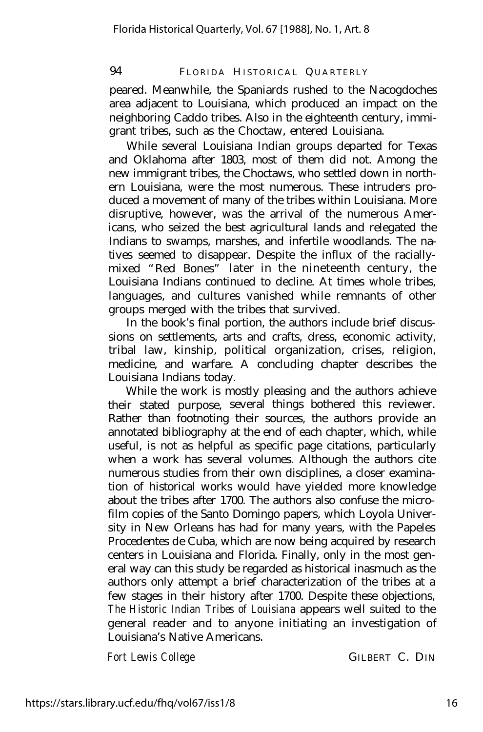peared. Meanwhile, the Spaniards rushed to the Nacogdoches area adjacent to Louisiana, which produced an impact on the neighboring Caddo tribes. Also in the eighteenth century, immigrant tribes, such as the Choctaw, entered Louisiana.

While several Louisiana Indian groups departed for Texas and Oklahoma after 1803, most of them did not. Among the new immigrant tribes, the Choctaws, who settled down in northern Louisiana, were the most numerous. These intruders produced a movement of many of the tribes within Louisiana. More disruptive, however, was the arrival of the numerous Americans, who seized the best agricultural lands and relegated the Indians to swamps, marshes, and infertile woodlands. The natives seemed to disappear. Despite the influx of the racially-mixed "Red Bones" later in the nineteenth century, the Louisiana Indians continued to decline. At times whole tribes, languages, and cultures vanished while remnants of other groups merged with the tribes that survived.

In the book's final portion, the authors include brief discussions on settlements, arts and crafts, dress, economic activity, tribal law, kinship, political organization, crises, religion, medicine, and warfare. A concluding chapter describes the Louisiana Indians today.

While the work is mostly pleasing and the authors achieve their stated purpose, several things bothered this reviewer. Rather than footnoting their sources, the authors provide an annotated bibliography at the end of each chapter, which, while useful, is not as helpful as specific page citations, particularly when a work has several volumes. Although the authors cite numerous studies from their own disciplines, a closer examination of historical works would have yielded more knowledge about the tribes after 1700. The authors also confuse the microfilm copies of the Santo Domingo papers, which Loyola University in New Orleans has had for many years, with the Papeles Procedentes de Cuba, which are now being acquired by research centers in Louisiana and Florida. Finally, only in the most general way can this study be regarded as historical inasmuch as the authors only attempt a brief characterization of the tribes at a few stages in their history after 1700. Despite these objections, *The Historic Indian Tribes of Louisiana* appears well suited to the general reader and to anyone initiating an investigation of Louisiana's Native Americans.

*Fort Lewis College* GILBERT C. DIN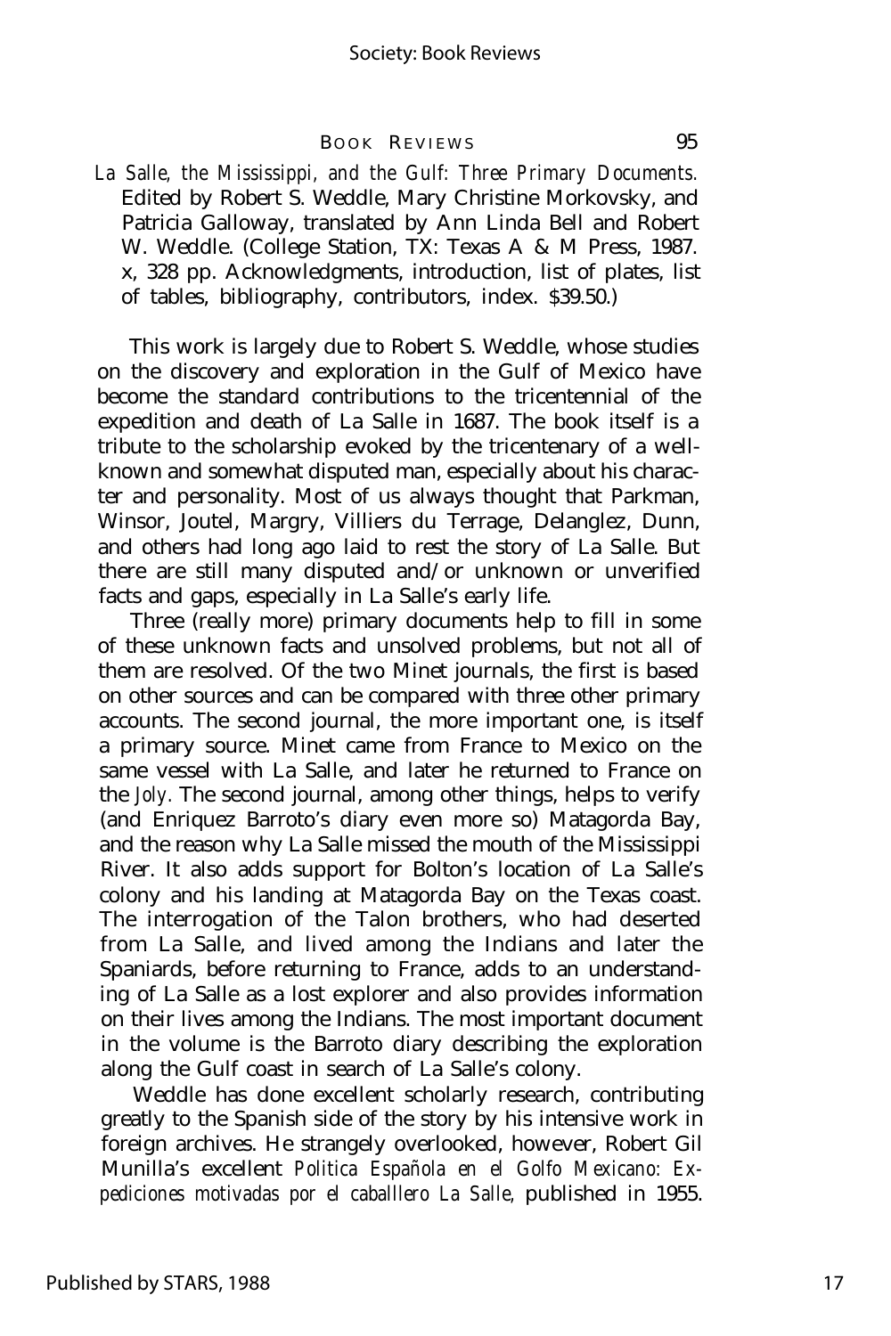*La Salle, the Mississippi, and the Gulf: Three Primary Documents.* Edited by Robert S. Weddle, Mary Christine Morkovsky, and Patricia Galloway, translated by Ann Linda Bell and Robert W. Weddle. (College Station, TX: Texas A & M Press, 1987. x, 328 pp. Acknowledgments, introduction, list of plates, list of tables, bibliography, contributors, index. $39.50.)

This work is largely due to Robert S. Weddle, whose studies on the discovery and exploration in the Gulf of Mexico have become the standard contributions to the tricentennial of the expedition and death of La Salle in 1687. The book itself is a tribute to the scholarship evoked by the tricentenary of a well-known and somewhat disputed man, especially about his character and personality. Most of us always thought that Parkman, Winsor, Joutel, Margry, Villiers du Terrage, Delanglez, Dunn, and others had long ago laid to rest the story of La Salle. But there are still many disputed and/or unknown or unverified facts and gaps, especially in La Salle's early life.

Three (really more) primary documents help to fill in some of these unknown facts and unsolved problems, but not all of them are resolved. Of the two Minet journals, the first is based on other sources and can be compared with three other primary accounts. The second journal, the more important one, is itself a primary source. Minet came from France to Mexico on the same vessel with La Salle, and later he returned to France on the *Joly.* The second journal, among other things, helps to verify (and Enriquez Barroto's diary even more so) Matagorda Bay, and the reason why La Salle missed the mouth of the Mississippi River. It also adds support for Bolton's location of La Salle's colony and his landing at Matagorda Bay on the Texas coast. The interrogation of the Talon brothers, who had deserted from La Salle, and lived among the Indians and later the Spaniards, before returning to France, adds to an understanding of La Salle as a lost explorer and also provides information on their lives among the Indians. The most important document in the volume is the Barroto diary describing the exploration along the Gulf coast in search of La Salle's colony.

Weddle has done excellent scholarly research, contributing greatly to the Spanish side of the story by his intensive work in foreign archives. He strangely overlooked, however, Robert Gil Munilla's excellent *Politica Española en el Golfo Mexicano: Expediciones motivadas por el caballlero La Salle,* published in 1955.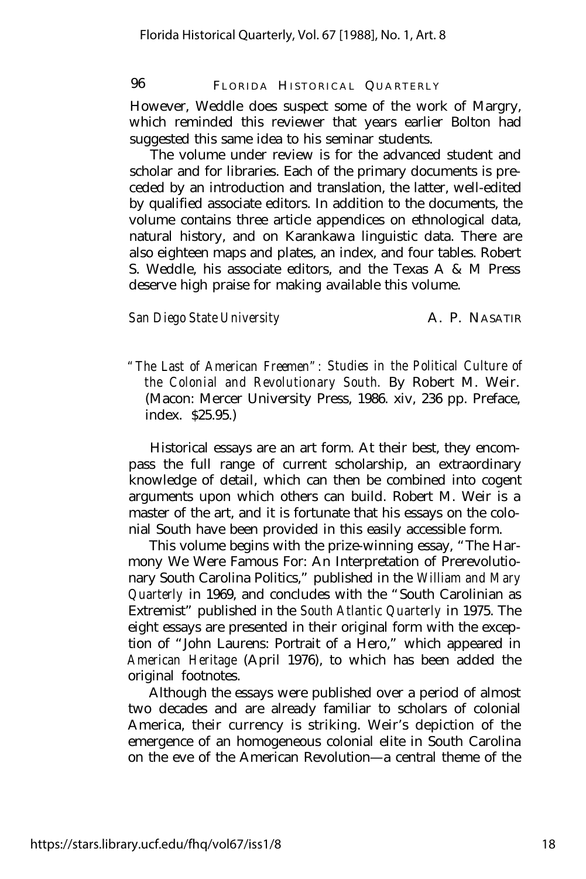However, Weddle does suspect some of the work of Margry, which reminded this reviewer that years earlier Bolton had suggested this same idea to his seminar students.

The volume under review is for the advanced student and scholar and for libraries. Each of the primary documents is preceded by an introduction and translation, the latter, well-edited by qualified associate editors. In addition to the documents, the volume contains three article appendices on ethnological data, natural history, and on Karankawa linguistic data. There are also eighteen maps and plates, an index, and four tables. Robert S. Weddle, his associate editors, and the Texas A & M Press deserve high praise for making available this volume.

*San Diego State University* A. P. NASATIR

*"The Last of American Freemen": Studies in the Political Culture of the Colonial and Revolutionary South.* By Robert M. Weir. (Macon: Mercer University Press, 1986. xiv, 236 pp. Preface, index. $25.95.)

Historical essays are an art form. At their best, they encompass the full range of current scholarship, an extraordinary knowledge of detail, which can then be combined into cogent arguments upon which others can build. Robert M. Weir is a master of the art, and it is fortunate that his essays on the colonial South have been provided in this easily accessible form.

This volume begins with the prize-winning essay, "The Harmony We Were Famous For: An Interpretation of Prerevolutionary South Carolina Politics," published in the *William and Mary Quarterly* in 1969, and concludes with the "South Carolinian as Extremist" published in the *South Atlantic Quarterly* in 1975. The eight essays are presented in their original form with the exception of "John Laurens: Portrait of a Hero," which appeared in *American Heritage* (April 1976), to which has been added the original footnotes.

Although the essays were published over a period of almost two decades and are already familiar to scholars of colonial America, their currency is striking. Weir's depiction of the emergence of an homogeneous colonial elite in South Carolina on the eve of the American Revolution—a central theme of the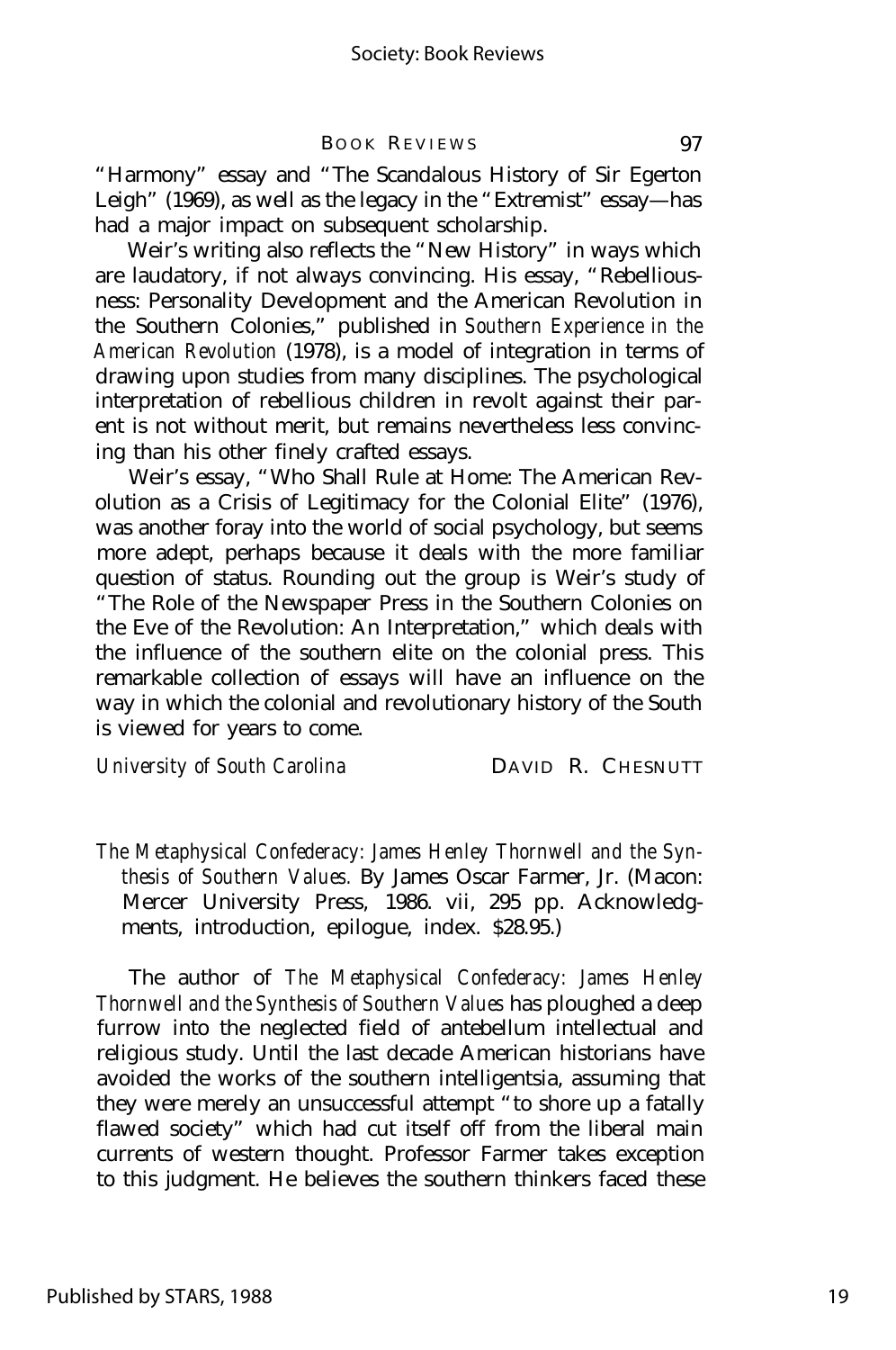"Harmony" essay and "The Scandalous History of Sir Egerton Leigh" (1969), as well as the legacy in the "Extremist" essay—has had a major impact on subsequent scholarship.

Weir's writing also reflects the "New History" in ways which are laudatory, if not always convincing. His essay, "Rebelliousness: Personality Development and the American Revolution in the Southern Colonies," published in *Southern Experience in the American Revolution* (1978), is a model of integration in terms of drawing upon studies from many disciplines. The psychological interpretation of rebellious children in revolt against their parent is not without merit, but remains nevertheless less convincing than his other finely crafted essays.

Weir's essay, "Who Shall Rule at Home: The American Revolution as a Crisis of Legitimacy for the Colonial Elite" (1976), was another foray into the world of social psychology, but seems more adept, perhaps because it deals with the more familiar question of status. Rounding out the group is Weir's study of "The Role of the Newspaper Press in the Southern Colonies on the Eve of the Revolution: An Interpretation," which deals with the influence of the southern elite on the colonial press. This remarkable collection of essays will have an influence on the way in which the colonial and revolutionary history of the South is viewed for years to come.

*University of South Carolina* DAVID R. CHESNUTT

*The Metaphysical Confederacy: James Henley Thornwell and the Synthesis of Southern Values.* By James Oscar Farmer, Jr. (Macon: Mercer University Press, 1986. vii, 295 pp. Acknowledgments, introduction, epilogue, index. $28.95.)

The author of *The Metaphysical Confederacy: James Henley Thornwell and the Synthesis of Southern Values* has ploughed a deep furrow into the neglected field of antebellum intellectual and religious study. Until the last decade American historians have avoided the works of the southern intelligentsia, assuming that they were merely an unsuccessful attempt "to shore up a fatally flawed society" which had cut itself off from the liberal main currents of western thought. Professor Farmer takes exception to this judgment. He believes the southern thinkers faced these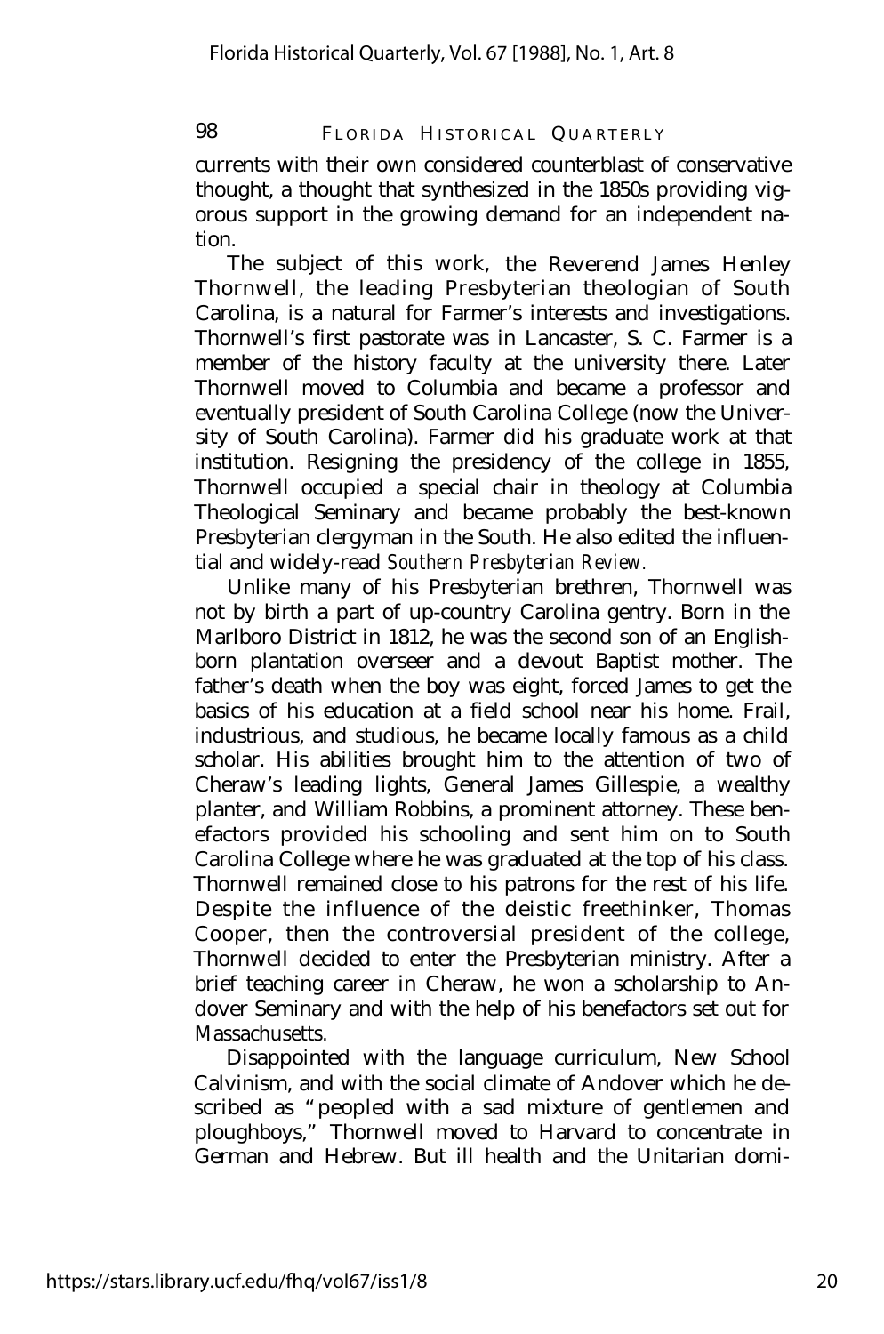currents with their own considered counterblast of conservative thought, a thought that synthesized in the 1850s providing vigorous support in the growing demand for an independent nation.

The subject of this work, the Reverend James Henley Thornwell, the leading Presbyterian theologian of South Carolina, is a natural for Farmer's interests and investigations. Thornwell's first pastorate was in Lancaster, S. C. Farmer is a member of the history faculty at the university there. Later Thornwell moved to Columbia and became a professor and eventually president of South Carolina College (now the University of South Carolina). Farmer did his graduate work at that institution. Resigning the presidency of the college in 1855, Thornwell occupied a special chair in theology at Columbia Theological Seminary and became probably the best-known Presbyterian clergyman in the South. He also edited the influential and widely-read *Southern Presbyterian Review.*

Unlike many of his Presbyterian brethren, Thornwell was not by birth a part of up-country Carolina gentry. Born in the Marlboro District in 1812, he was the second son of an English-born plantation overseer and a devout Baptist mother. The father's death when the boy was eight, forced James to get the basics of his education at a field school near his home. Frail, industrious, and studious, he became locally famous as a child scholar. His abilities brought him to the attention of two of Cheraw's leading lights, General James Gillespie, a wealthy planter, and William Robbins, a prominent attorney. These benefactors provided his schooling and sent him on to South Carolina College where he was graduated at the top of his class. Thornwell remained close to his patrons for the rest of his life. Despite the influence of the deistic freethinker, Thomas Cooper, then the controversial president of the college, Thornwell decided to enter the Presbyterian ministry. After a brief teaching career in Cheraw, he won a scholarship to Andover Seminary and with the help of his benefactors set out for Massachusetts.

Disappointed with the language curriculum, New School Calvinism, and with the social climate of Andover which he described as "peopled with a sad mixture of gentlemen and ploughboys," Thornwell moved to Harvard to concentrate in German and Hebrew. But ill health and the Unitarian domi-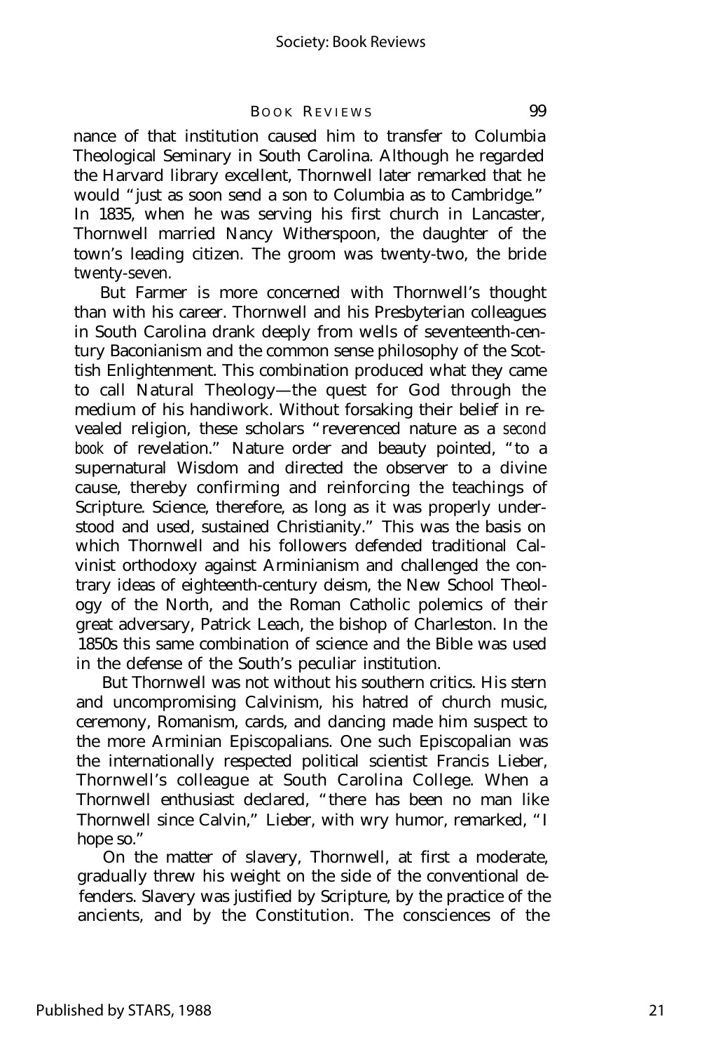nance of that institution caused him to transfer to Columbia Theological Seminary in South Carolina. Although he regarded the Harvard library excellent, Thornwell later remarked that he would "just as soon send a son to Columbia as to Cambridge." In 1835, when he was serving his first church in Lancaster, Thornwell married Nancy Witherspoon, the daughter of the town's leading citizen. The groom was twenty-two, the bride twenty-seven.

But Farmer is more concerned with Thornwell's thought than with his career. Thornwell and his Presbyterian colleagues in South Carolina drank deeply from wells of seventeenth-century Baconianism and the common sense philosophy of the Scottish Enlightenment. This combination produced what they came to call Natural Theology—the quest for God through the medium of his handiwork. Without forsaking their belief in revealed religion, these scholars "reverenced nature as a *second book* of revelation." Nature order and beauty pointed, "to a supernatural Wisdom and directed the observer to a divine cause, thereby confirming and reinforcing the teachings of Scripture. Science, therefore, as long as it was properly understood and used, sustained Christianity." This was the basis on which Thornwell and his followers defended traditional Calvinist orthodoxy against Arminianism and challenged the contrary ideas of eighteenth-century deism, the New School Theology of the North, and the Roman Catholic polemics of their great adversary, Patrick Leach, the bishop of Charleston. In the 1850s this same combination of science and the Bible was used in the defense of the South's peculiar institution.

But Thornwell was not without his southern critics. His stern and uncompromising Calvinism, his hatred of church music, ceremony, Romanism, cards, and dancing made him suspect to the more Arminian Episcopalians. One such Episcopalian was the internationally respected political scientist Francis Lieber, Thornwell's colleague at South Carolina College. When a Thornwell enthusiast declared, "there has been no man like Thornwell since Calvin," Lieber, with wry humor, remarked, "I hope so."

On the matter of slavery, Thornwell, at first a moderate, gradually threw his weight on the side of the conventional defenders. Slavery was justified by Scripture, by the practice of the ancients, and by the Constitution. The consciences of the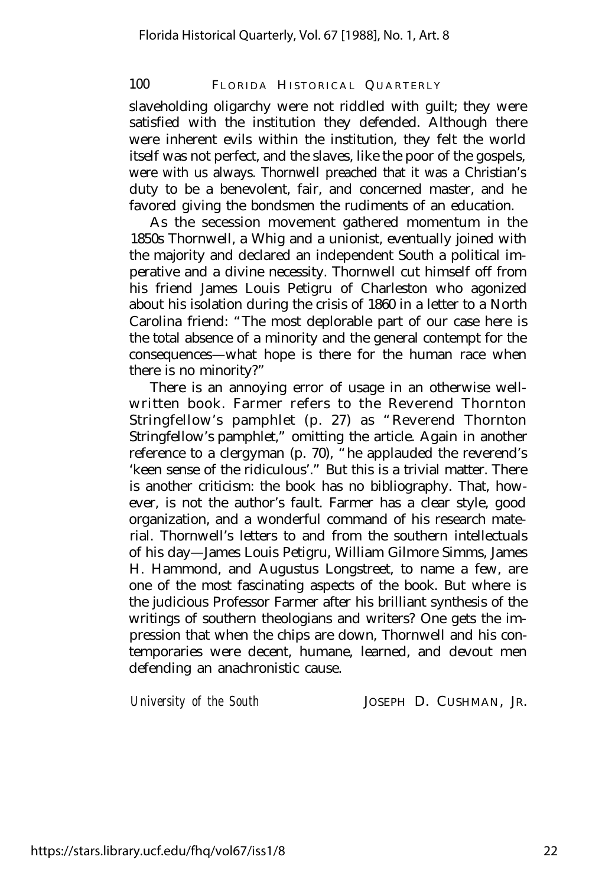slaveholding oligarchy were not riddled with guilt; they were satisfied with the institution they defended. Although there were inherent evils within the institution, they felt the world itself was not perfect, and the slaves, like the poor of the gospels, were with us always. Thornwell preached that it was a Christian's duty to be a benevolent, fair, and concerned master, and he favored giving the bondsmen the rudiments of an education.

As the secession movement gathered momentum in the 1850s Thornwell, a Whig and a unionist, eventually joined with the majority and declared an independent South a political imperative and a divine necessity. Thornwell cut himself off from his friend James Louis Petigru of Charleston who agonized about his isolation during the crisis of 1860 in a letter to a North Carolina friend: "The most deplorable part of our case here is the total absence of a minority and the general contempt for the consequences—what hope is there for the human race when there is no minority?"

There is an annoying error of usage in an otherwise well-written book. Farmer refers to the Reverend Thornton Stringfellow's pamphlet (p. 27) as "Reverend Thornton Stringfellow's pamphlet," omitting the article. Again in another reference to a clergyman (p. 70), "he applauded the reverend's 'keen sense of the ridiculous'." But this is a trivial matter. There is another criticism: the book has no bibliography. That, however, is not the author's fault. Farmer has a clear style, good organization, and a wonderful command of his research material. Thornwell's letters to and from the southern intellectuals of his day—James Louis Petigru, William Gilmore Simms, James H. Hammond, and Augustus Longstreet, to name a few, are one of the most fascinating aspects of the book. But where is the judicious Professor Farmer after his brilliant synthesis of the writings of southern theologians and writers? One gets the impression that when the chips are down, Thornwell and his contemporaries were decent, humane, learned, and devout men defending an anachronistic cause.

*University of the South* JOSEPH D. CUSHMAN, JR.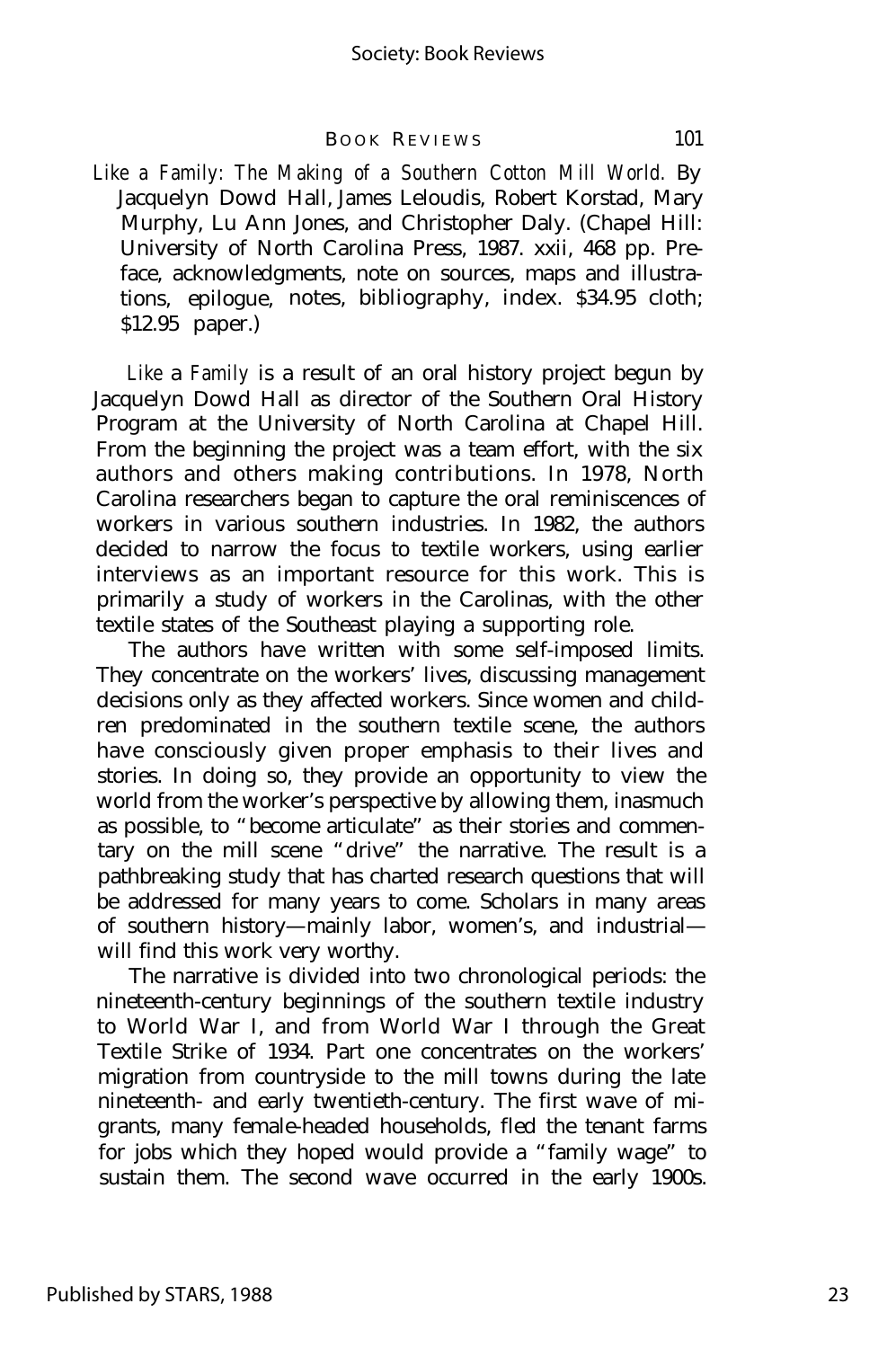*Like a Family: The Making of a Southern Cotton Mill World.* By Jacquelyn Dowd Hall, James Leloudis, Robert Korstad, Mary Murphy, Lu Ann Jones, and Christopher Daly. (Chapel Hill: University of North Carolina Press, 1987. xxii, 468 pp. Preface, acknowledgments, note on sources, maps and illustrations, epilogue, notes, bibliography, index. $34.95 cloth; $12.95 paper.)

*Like a Family* is a result of an oral history project begun by Jacquelyn Dowd Hall as director of the Southern Oral History Program at the University of North Carolina at Chapel Hill. From the beginning the project was a team effort, with the six authors and others making contributions. In 1978, North Carolina researchers began to capture the oral reminiscences of workers in various southern industries. In 1982, the authors decided to narrow the focus to textile workers, using earlier interviews as an important resource for this work. This is primarily a study of workers in the Carolinas, with the other textile states of the Southeast playing a supporting role.

The authors have written with some self-imposed limits. They concentrate on the workers' lives, discussing management decisions only as they affected workers. Since women and children predominated in the southern textile scene, the authors have consciously given proper emphasis to their lives and stories. In doing so, they provide an opportunity to view the world from the worker's perspective by allowing them, inasmuch as possible, to "become articulate" as their stories and commentary on the mill scene "drive" the narrative. The result is a pathbreaking study that has charted research questions that will be addressed for many years to come. Scholars in many areas of southern history—mainly labor, women's, and industrial—will find this work very worthy.

The narrative is divided into two chronological periods: the nineteenth-century beginnings of the southern textile industry to World War I, and from World War I through the Great Textile Strike of 1934. Part one concentrates on the workers' migration from countryside to the mill towns during the late nineteenth- and early twentieth-century. The first wave of migrants, many female-headed households, fled the tenant farms for jobs which they hoped would provide a "family wage" to sustain them. The second wave occurred in the early 1900s.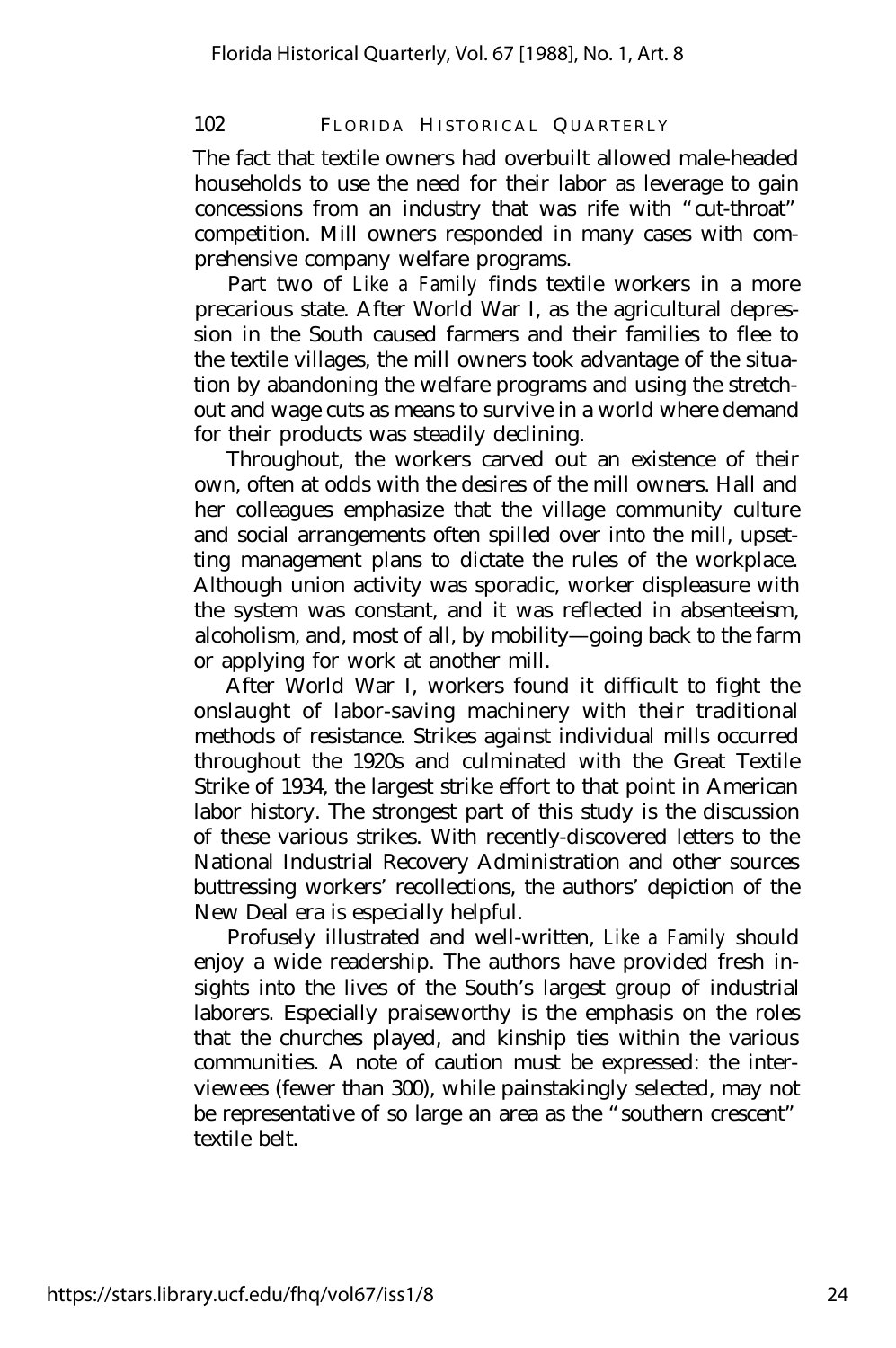The fact that textile owners had overbuilt allowed male-headed households to use the need for their labor as leverage to gain concessions from an industry that was rife with "cut-throat" competition. Mill owners responded in many cases with comprehensive company welfare programs.

Part two of *Like a Family* finds textile workers in a more precarious state. After World War I, as the agricultural depression in the South caused farmers and their families to flee to the textile villages, the mill owners took advantage of the situation by abandoning the welfare programs and using the stretch-out and wage cuts as means to survive in a world where demand for their products was steadily declining.

Throughout, the workers carved out an existence of their own, often at odds with the desires of the mill owners. Hall and her colleagues emphasize that the village community culture and social arrangements often spilled over into the mill, upsetting management plans to dictate the rules of the workplace. Although union activity was sporadic, worker displeasure with the system was constant, and it was reflected in absenteeism, alcoholism, and, most of all, by mobility—going back to the farm or applying for work at another mill.

After World War I, workers found it difficult to fight the onslaught of labor-saving machinery with their traditional methods of resistance. Strikes against individual mills occurred throughout the 1920s and culminated with the Great Textile Strike of 1934, the largest strike effort to that point in American labor history. The strongest part of this study is the discussion of these various strikes. With recently-discovered letters to the National Industrial Recovery Administration and other sources buttressing workers' recollections, the authors' depiction of the New Deal era is especially helpful.

Profusely illustrated and well-written, *Like a Family* should enjoy a wide readership. The authors have provided fresh insights into the lives of the South's largest group of industrial laborers. Especially praiseworthy is the emphasis on the roles that the churches played, and kinship ties within the various communities. A note of caution must be expressed: the interviewees (fewer than 300), while painstakingly selected, may not be representative of so large an area as the "southern crescent" textile belt.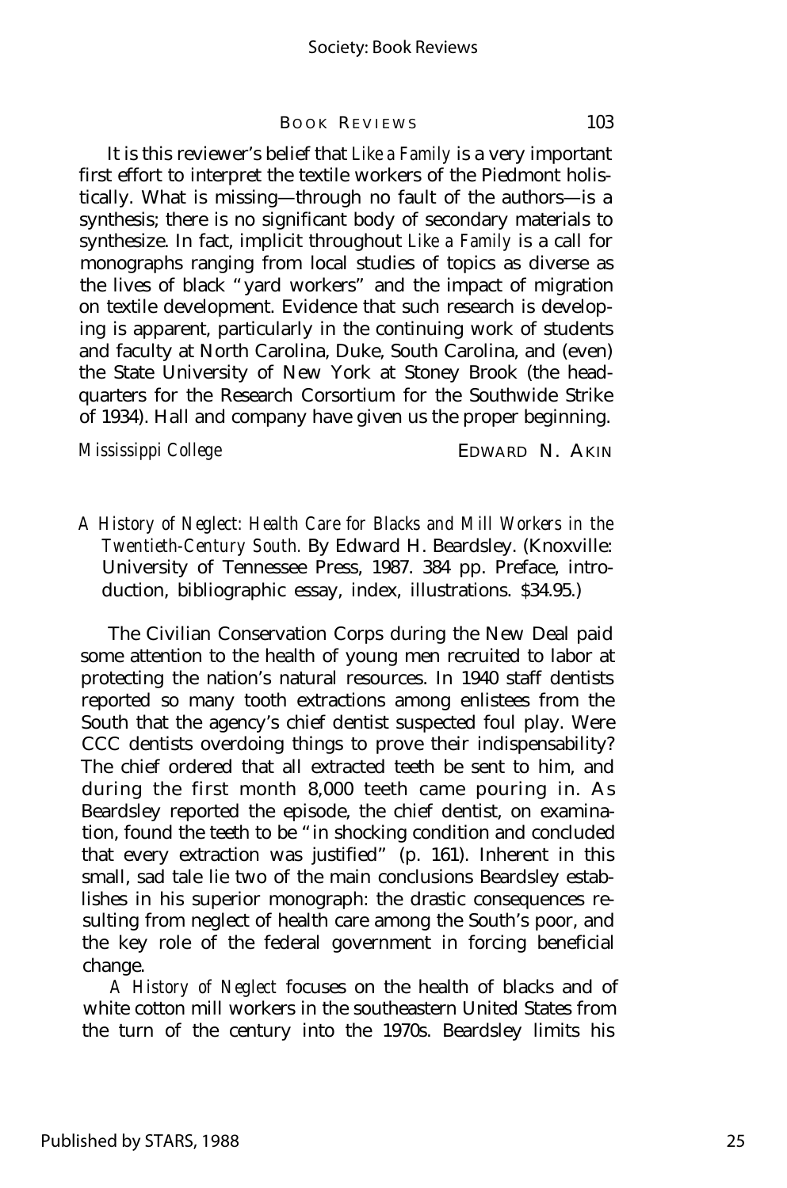It is this reviewer's belief that *Like a Family* is a very important first effort to interpret the textile workers of the Piedmont holistically. What is missing—through no fault of the authors—is a synthesis; there is no significant body of secondary materials to synthesize. In fact, implicit throughout *Like a Family* is a call for monographs ranging from local studies of topics as diverse as the lives of black "yard workers" and the impact of migration on textile development. Evidence that such research is developing is apparent, particularly in the continuing work of students and faculty at North Carolina, Duke, South Carolina, and (even) the State University of New York at Stoney Brook (the headquarters for the Research Corsortium for the Southwide Strike of 1934). Hall and company have given us the proper beginning.

*Mississippi College* EDWARD N. AKIN

*A History of Neglect: Health Care for Blacks and Mill Workers in the Twentieth-Century South.* By Edward H. Beardsley. (Knoxville: University of Tennessee Press, 1987. 384 pp. Preface, introduction, bibliographic essay, index, illustrations. $34.95.)

The Civilian Conservation Corps during the New Deal paid some attention to the health of young men recruited to labor at protecting the nation's natural resources. In 1940 staff dentists reported so many tooth extractions among enlistees from the South that the agency's chief dentist suspected foul play. Were CCC dentists overdoing things to prove their indispensability? The chief ordered that all extracted teeth be sent to him, and during the first month 8,000 teeth came pouring in. As Beardsley reported the episode, the chief dentist, on examination, found the teeth to be "in shocking condition and concluded that every extraction was justified" (p. 161). Inherent in this small, sad tale lie two of the main conclusions Beardsley establishes in his superior monograph: the drastic consequences resulting from neglect of health care among the South's poor, and the key role of the federal government in forcing beneficial change.

*A History of Neglect* focuses on the health of blacks and of white cotton mill workers in the southeastern United States from the turn of the century into the 1970s. Beardsley limits his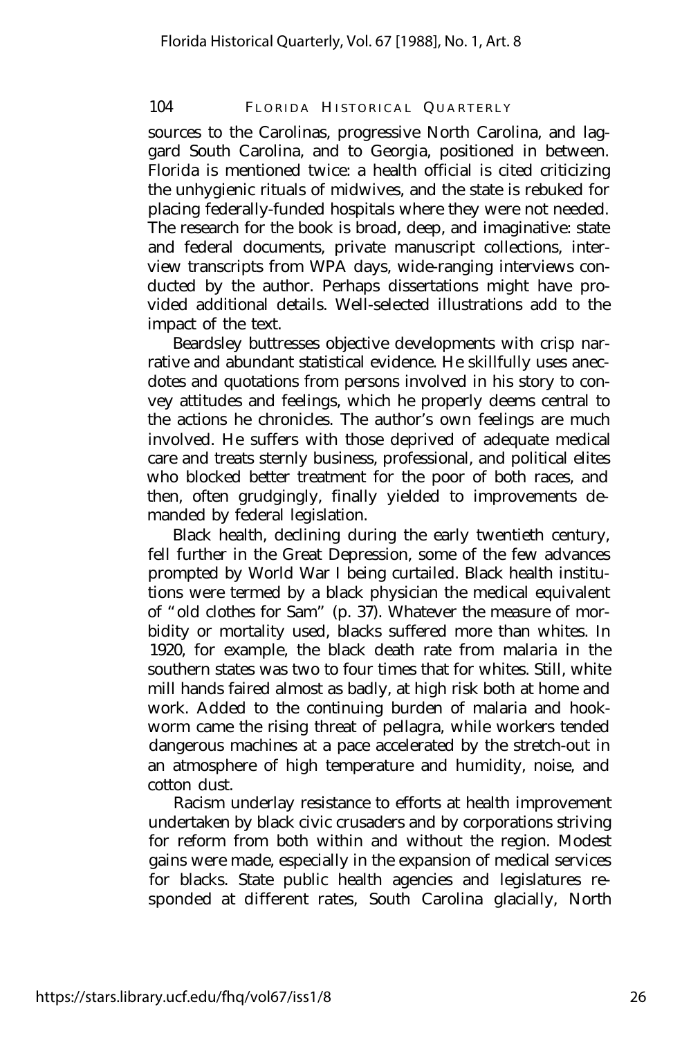sources to the Carolinas, progressive North Carolina, and laggard South Carolina, and to Georgia, positioned in between. Florida is mentioned twice: a health official is cited criticizing the unhygienic rituals of midwives, and the state is rebuked for placing federally-funded hospitals where they were not needed. The research for the book is broad, deep, and imaginative: state and federal documents, private manuscript collections, interview transcripts from WPA days, wide-ranging interviews conducted by the author. Perhaps dissertations might have provided additional details. Well-selected illustrations add to the impact of the text.

Beardsley buttresses objective developments with crisp narrative and abundant statistical evidence. He skillfully uses anecdotes and quotations from persons involved in his story to convey attitudes and feelings, which he properly deems central to the actions he chronicles. The author's own feelings are much involved. He suffers with those deprived of adequate medical care and treats sternly business, professional, and political elites who blocked better treatment for the poor of both races, and then, often grudgingly, finally yielded to improvements demanded by federal legislation.

Black health, declining during the early twentieth century, fell further in the Great Depression, some of the few advances prompted by World War I being curtailed. Black health institutions were termed by a black physician the medical equivalent of "old clothes for Sam" (p. 37). Whatever the measure of morbidity or mortality used, blacks suffered more than whites. In 1920, for example, the black death rate from malaria in the southern states was two to four times that for whites. Still, white mill hands faired almost as badly, at high risk both at home and work. Added to the continuing burden of malaria and hookworm came the rising threat of pellagra, while workers tended dangerous machines at a pace accelerated by the stretch-out in an atmosphere of high temperature and humidity, noise, and cotton dust.

Racism underlay resistance to efforts at health improvement undertaken by black civic crusaders and by corporations striving for reform from both within and without the region. Modest gains were made, especially in the expansion of medical services for blacks. State public health agencies and legislatures responded at different rates, South Carolina glacially, North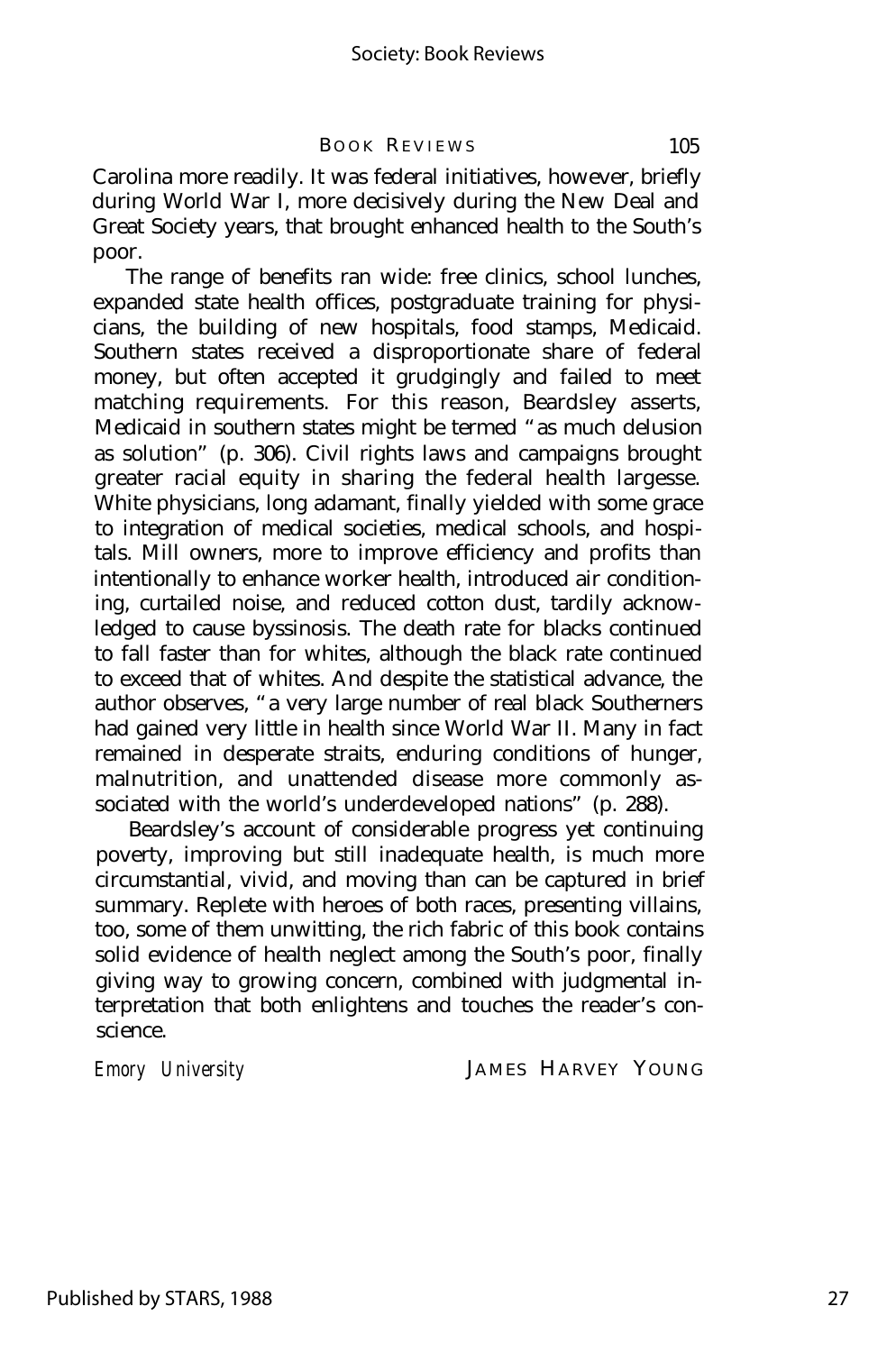Carolina more readily. It was federal initiatives, however, briefly during World War I, more decisively during the New Deal and Great Society years, that brought enhanced health to the South's poor.

The range of benefits ran wide: free clinics, school lunches, expanded state health offices, postgraduate training for physicians, the building of new hospitals, food stamps, Medicaid. Southern states received a disproportionate share of federal money, but often accepted it grudgingly and failed to meet matching requirements. For this reason, Beardsley asserts, Medicaid in southern states might be termed "as much delusion as solution" (p. 306). Civil rights laws and campaigns brought greater racial equity in sharing the federal health largesse. White physicians, long adamant, finally yielded with some grace to integration of medical societies, medical schools, and hospitals. Mill owners, more to improve efficiency and profits than intentionally to enhance worker health, introduced air conditioning, curtailed noise, and reduced cotton dust, tardily acknowledged to cause byssinosis. The death rate for blacks continued to fall faster than for whites, although the black rate continued to exceed that of whites. And despite the statistical advance, the author observes, "a very large number of real black Southerners had gained very little in health since World War II. Many in fact remained in desperate straits, enduring conditions of hunger, malnutrition, and unattended disease more commonly associated with the world's underdeveloped nations" (p. 288).

Beardsley's account of considerable progress yet continuing poverty, improving but still inadequate health, is much more circumstantial, vivid, and moving than can be captured in brief summary. Replete with heroes of both races, presenting villains, too, some of them unwitting, the rich fabric of this book contains solid evidence of health neglect among the South's poor, finally giving way to growing concern, combined with judgmental interpretation that both enlightens and touches the reader's conscience.

*Emory University* JAMES HARVEY YOUNG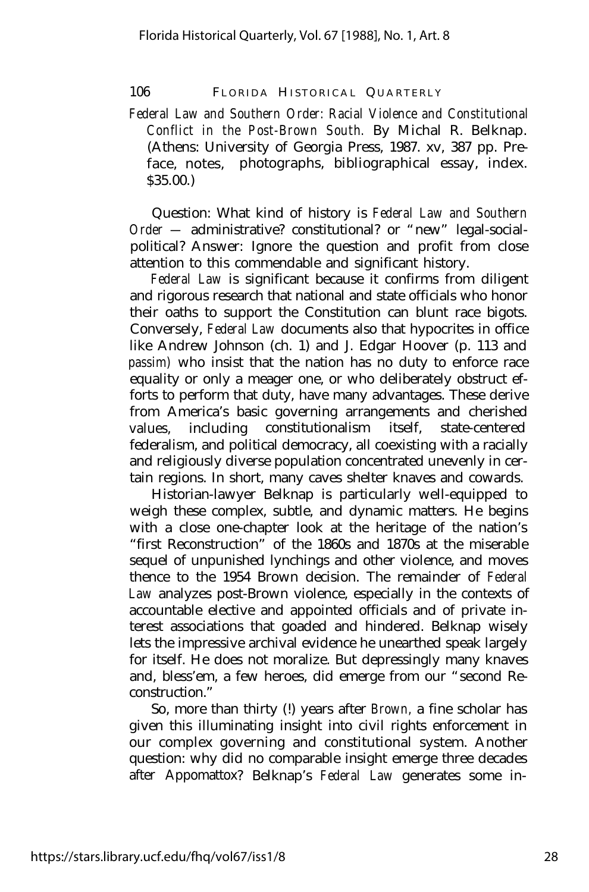*Federal Law and Southern Order: Racial Violence and Constitutional Conflict in the Post-Brown South.* By Michal R. Belknap. (Athens: University of Georgia Press, 1987. xv, 387 pp. Preface, notes, photographs, bibliographical essay, index. $35.00.)

Question: What kind of history is *Federal Law and Southern Order* — administrative? constitutional? or "new" legal-social-political? Answer: Ignore the question and profit from close attention to this commendable and significant history.

*Federal Law* is significant because it confirms from diligent and rigorous research that national and state officials who honor their oaths to support the Constitution can blunt race bigots. Conversely, *Federal Law* documents also that hypocrites in office like Andrew Johnson (ch. 1) and J. Edgar Hoover (p. 113 and *passim*) who insist that the nation has no duty to enforce race equality or only a meager one, or who deliberately obstruct efforts to perform that duty, have many advantages. These derive from America's basic governing arrangements and cherished values, including constitutionalism itself, state-centered federalism, and political democracy, all coexisting with a racially and religiously diverse population concentrated unevenly in certain regions. In short, many caves shelter knaves and cowards.

Historian-lawyer Belknap is particularly well-equipped to weigh these complex, subtle, and dynamic matters. He begins with a close one-chapter look at the heritage of the nation's "first Reconstruction" of the 1860s and 1870s at the miserable sequel of unpunished lynchings and other violence, and moves thence to the 1954 Brown decision. The remainder of *Federal Law* analyzes post-Brown violence, especially in the contexts of accountable elective and appointed officials and of private interest associations that goaded and hindered. Belknap wisely lets the impressive archival evidence he unearthed speak largely for itself. He does not moralize. But depressingly many knaves and, bless'em, a few heroes, did emerge from our "second Reconstruction."

So, more than thirty (!) years after *Brown*, a fine scholar has given this illuminating insight into civil rights enforcement in our complex governing and constitutional system. Another question: why did no comparable insight emerge three decades after Appomattox? Belknap's *Federal Law* generates some in-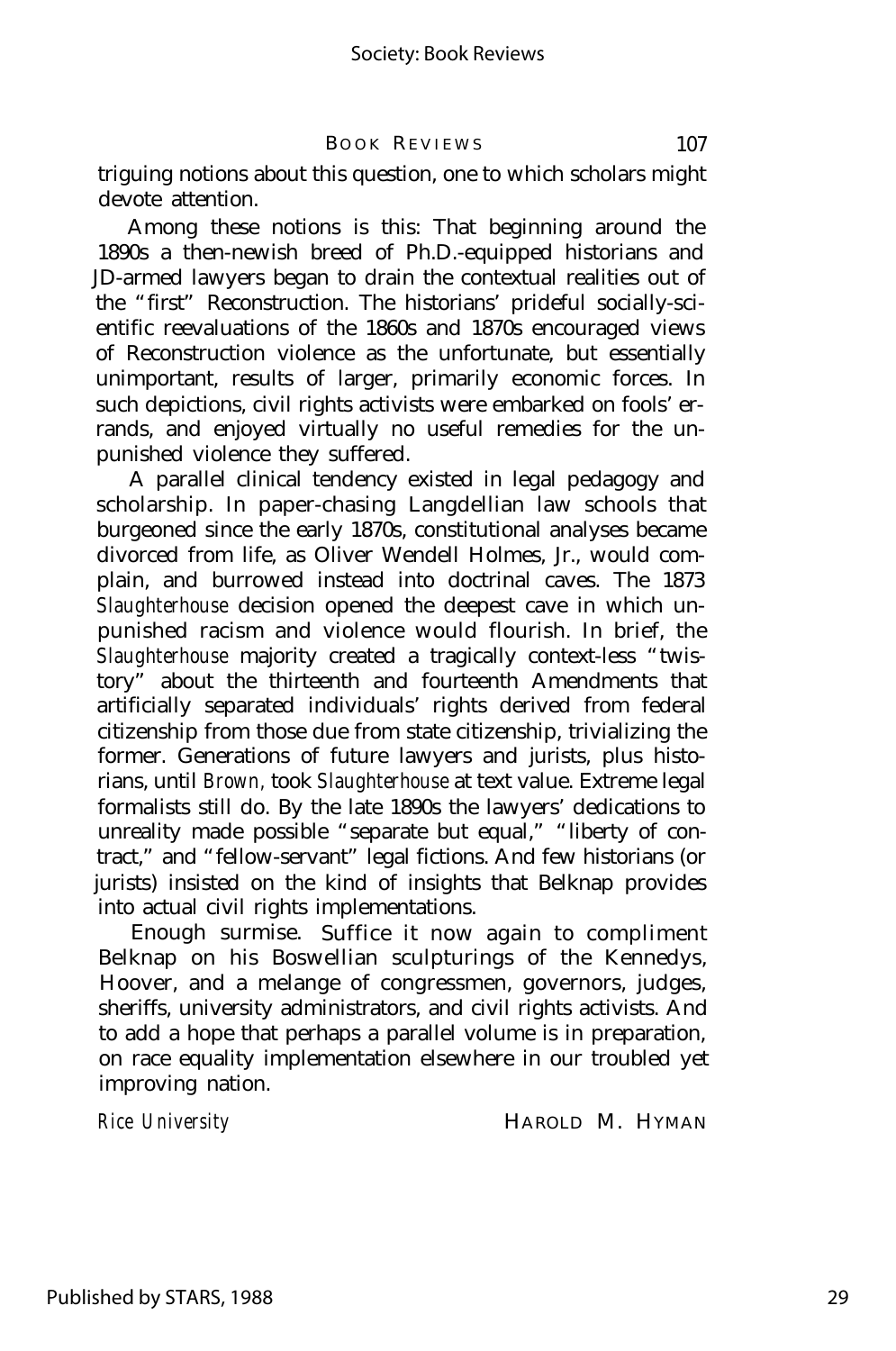triguing notions about this question, one to which scholars might devote attention.

Among these notions is this: That beginning around the 1890s a then-newish breed of Ph.D.-equipped historians and JD-armed lawyers began to drain the contextual realities out of the "first" Reconstruction. The historians' prideful socially-scientific reevaluations of the 1860s and 1870s encouraged views of Reconstruction violence as the unfortunate, but essentially unimportant, results of larger, primarily economic forces. In such depictions, civil rights activists were embarked on fools' errands, and enjoyed virtually no useful remedies for the unpunished violence they suffered.

A parallel clinical tendency existed in legal pedagogy and scholarship. In paper-chasing Langdellian law schools that burgeoned since the early 1870s, constitutional analyses became divorced from life, as Oliver Wendell Holmes, Jr., would complain, and burrowed instead into doctrinal caves. The 1873 *Slaughterhouse* decision opened the deepest cave in which unpunished racism and violence would flourish. In brief, the *Slaughterhouse* majority created a tragically context-less "twistory" about the thirteenth and fourteenth Amendments that artificially separated individuals' rights derived from federal citizenship from those due from state citizenship, trivializing the former. Generations of future lawyers and jurists, plus historians, until *Brown,* took *Slaughterhouse* at text value. Extreme legal formalists still do. By the late 1890s the lawyers' dedications to unreality made possible "separate but equal," "liberty of contract," and "fellow-servant" legal fictions. And few historians (or jurists) insisted on the kind of insights that Belknap provides into actual civil rights implementations.

Enough surmise. Suffice it now again to compliment Belknap on his Boswellian sculpturings of the Kennedys, Hoover, and a melange of congressmen, governors, judges, sheriffs, university administrators, and civil rights activists. And to add a hope that perhaps a parallel volume is in preparation, on race equality implementation elsewhere in our troubled yet improving nation.

*Rice University* HAROLD M. HYMAN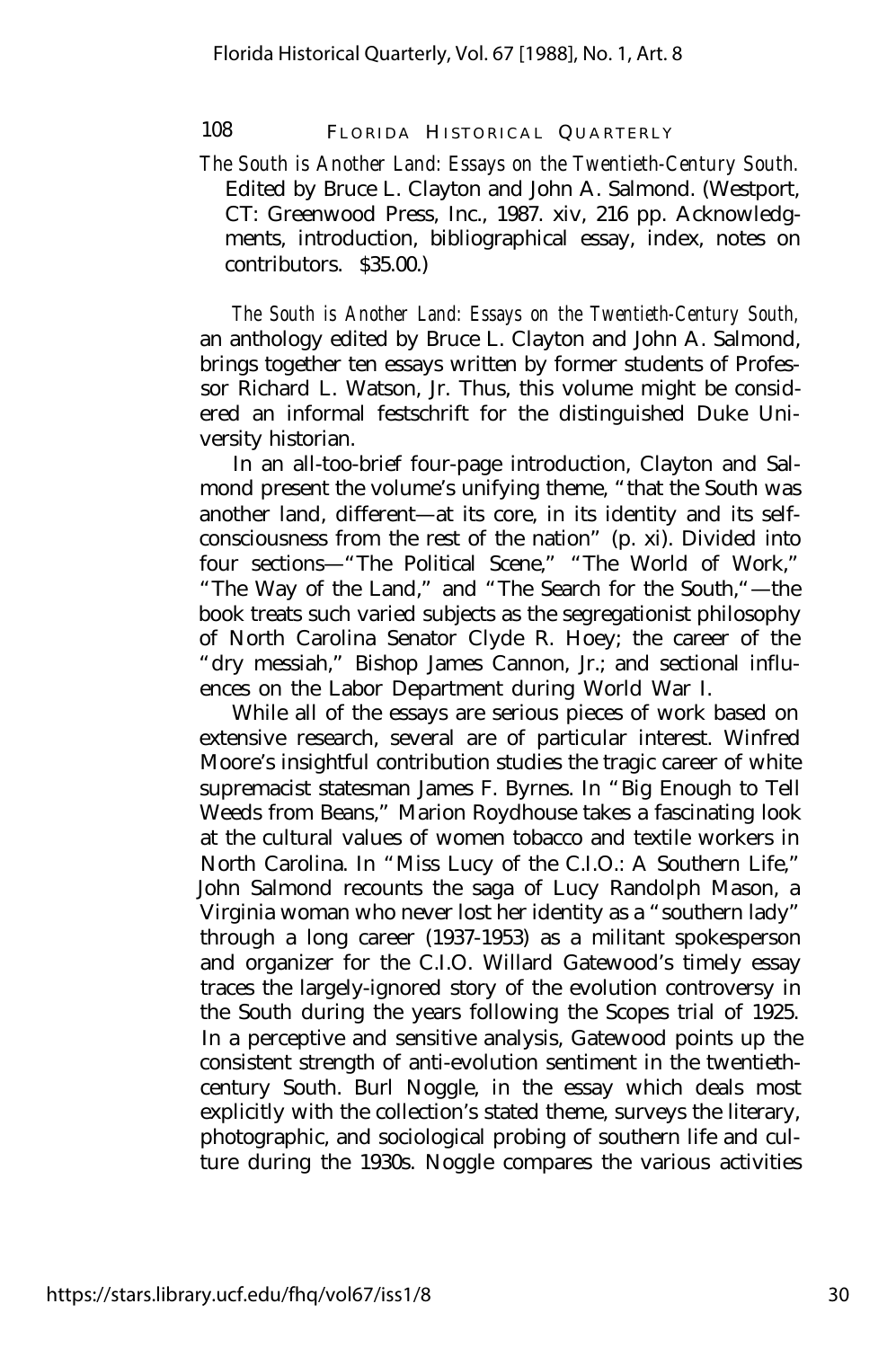*The South is Another Land: Essays on the Twentieth-Century South.* Edited by Bruce L. Clayton and John A. Salmond. (Westport, CT: Greenwood Press, Inc., 1987. xiv, 216 pp. Acknowledgments, introduction, bibliographical essay, index, notes on contributors. $35.00.)

*The South is Another Land: Essays on the Twentieth-Century South,* an anthology edited by Bruce L. Clayton and John A. Salmond, brings together ten essays written by former students of Professor Richard L. Watson, Jr. Thus, this volume might be considered an informal festschrift for the distinguished Duke University historian.

In an all-too-brief four-page introduction, Clayton and Salmond present the volume's unifying theme, "that the South was another land, different—at its core, in its identity and its self-consciousness from the rest of the nation" (p. xi). Divided into four sections—"The Political Scene," "The World of Work," "The Way of the Land," and "The Search for the South,"—the book treats such varied subjects as the segregationist philosophy of North Carolina Senator Clyde R. Hoey; the career of the "dry messiah," Bishop James Cannon, Jr.; and sectional influences on the Labor Department during World War I.

While all of the essays are serious pieces of work based on extensive research, several are of particular interest. Winfred Moore's insightful contribution studies the tragic career of white supremacist statesman James F. Byrnes. In "Big Enough to Tell Weeds from Beans," Marion Roydhouse takes a fascinating look at the cultural values of women tobacco and textile workers in North Carolina. In "Miss Lucy of the C.I.O.: A Southern Life," John Salmond recounts the saga of Lucy Randolph Mason, a Virginia woman who never lost her identity as a "southern lady" through a long career (1937-1953) as a militant spokesperson and organizer for the C.I.O. Willard Gatewood's timely essay traces the largely-ignored story of the evolution controversy in the South during the years following the Scopes trial of 1925. In a perceptive and sensitive analysis, Gatewood points up the consistent strength of anti-evolution sentiment in the twentieth-century South. Burl Noggle, in the essay which deals most explicitly with the collection's stated theme, surveys the literary, photographic, and sociological probing of southern life and culture during the 1930s. Noggle compares the various activities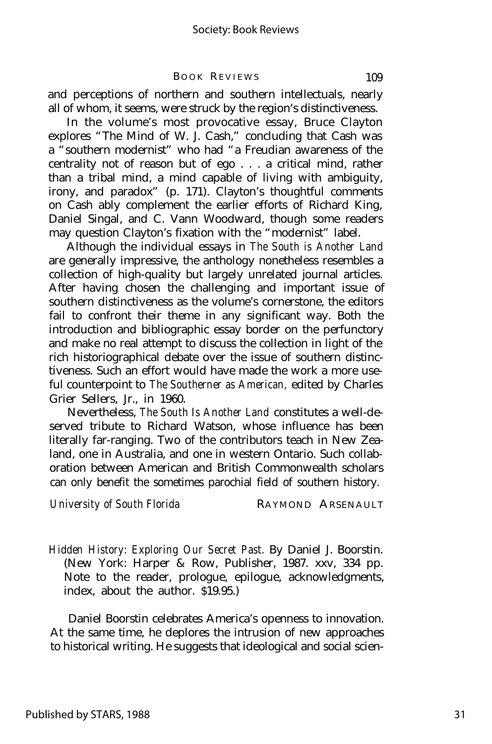and perceptions of northern and southern intellectuals, nearly all of whom, it seems, were struck by the region's distinctiveness.

In the volume's most provocative essay, Bruce Clayton explores "The Mind of W. J. Cash," concluding that Cash was a "southern modernist" who had "a Freudian awareness of the centrality not of reason but of ego . . . a critical mind, rather than a tribal mind, a mind capable of living with ambiguity, irony, and paradox" (p. 171). Clayton's thoughtful comments on Cash ably complement the earlier efforts of Richard King, Daniel Singal, and C. Vann Woodward, though some readers may question Clayton's fixation with the "modernist" label.

Although the individual essays in *The South is Another Land* are generally impressive, the anthology nonetheless resembles a collection of high-quality but largely unrelated journal articles. After having chosen the challenging and important issue of southern distinctiveness as the volume's cornerstone, the editors fail to confront their theme in any significant way. Both the introduction and bibliographic essay border on the perfunctory and make no real attempt to discuss the collection in light of the rich historiographical debate over the issue of southern distinctiveness. Such an effort would have made the work a more useful counterpoint to *The Southerner as American,* edited by Charles Grier Sellers, Jr., in 1960.

Nevertheless, *The South Is Another Land* constitutes a well-deserved tribute to Richard Watson, whose influence has been literally far-ranging. Two of the contributors teach in New Zealand, one in Australia, and one in western Ontario. Such collaboration between American and British Commonwealth scholars can only benefit the sometimes parochial field of southern history.

*University of South Florida* RAYMOND ARSENAULT

*Hidden History: Exploring Our Secret Past.* By Daniel J. Boorstin. (New York: Harper & Row, Publisher, 1987. xxv, 334 pp. Note to the reader, prologue, epilogue, acknowledgments, index, about the author. $19.95.)

Daniel Boorstin celebrates America's openness to innovation. At the same time, he deplores the intrusion of new approaches to historical writing. He suggests that ideological and social scien-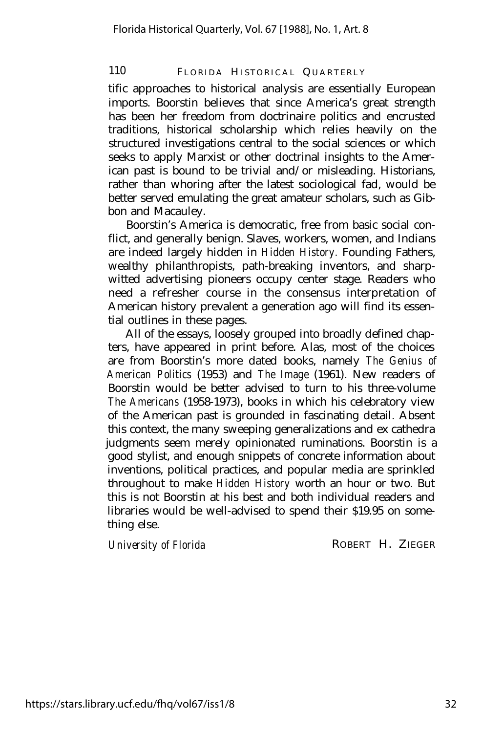tific approaches to historical analysis are essentially European imports. Boorstin believes that since America's great strength has been her freedom from doctrinaire politics and encrusted traditions, historical scholarship which relies heavily on the structured investigations central to the social sciences or which seeks to apply Marxist or other doctrinal insights to the American past is bound to be trivial and/or misleading. Historians, rather than whoring after the latest sociological fad, would be better served emulating the great amateur scholars, such as Gibbon and Macauley.

Boorstin's America is democratic, free from basic social conflict, and generally benign. Slaves, workers, women, and Indians are indeed largely hidden in *Hidden History.* Founding Fathers, wealthy philanthropists, path-breaking inventors, and sharp-witted advertising pioneers occupy center stage. Readers who need a refresher course in the consensus interpretation of American history prevalent a generation ago will find its essential outlines in these pages.

All of the essays, loosely grouped into broadly defined chapters, have appeared in print before. Alas, most of the choices are from Boorstin's more dated books, namely *The Genius of American Politics* (1953) and *The Image* (1961). New readers of Boorstin would be better advised to turn to his three-volume *The Americans* (1958-1973), books in which his celebratory view of the American past is grounded in fascinating detail. Absent this context, the many sweeping generalizations and ex cathedra judgments seem merely opinionated ruminations. Boorstin is a good stylist, and enough snippets of concrete information about inventions, political practices, and popular media are sprinkled throughout to make *Hidden History* worth an hour or two. But this is not Boorstin at his best and both individual readers and libraries would be well-advised to spend their $19.95 on something else.

*University of Florida* ROBERT H. ZIEGER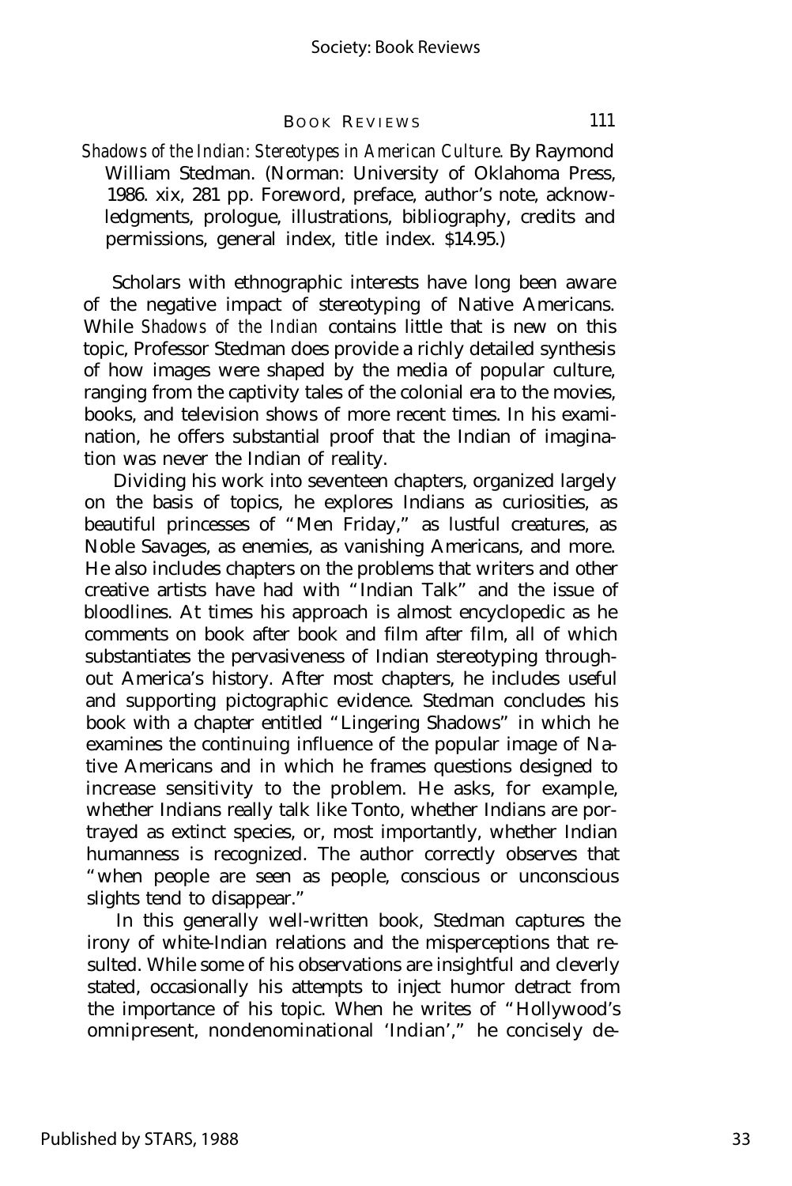*Shadows of the Indian: Stereotypes in American Culture.* By Raymond William Stedman. (Norman: University of Oklahoma Press, 1986. xix, 281 pp. Foreword, preface, author's note, acknowledgments, prologue, illustrations, bibliography, credits and permissions, general index, title index. $14.95.)

Scholars with ethnographic interests have long been aware of the negative impact of stereotyping of Native Americans. While *Shadows of the Indian* contains little that is new on this topic, Professor Stedman does provide a richly detailed synthesis of how images were shaped by the media of popular culture, ranging from the captivity tales of the colonial era to the movies, books, and television shows of more recent times. In his examination, he offers substantial proof that the Indian of imagination was never the Indian of reality.

Dividing his work into seventeen chapters, organized largely on the basis of topics, he explores Indians as curiosities, as beautiful princesses of "Men Friday," as lustful creatures, as Noble Savages, as enemies, as vanishing Americans, and more. He also includes chapters on the problems that writers and other creative artists have had with "Indian Talk" and the issue of bloodlines. At times his approach is almost encyclopedic as he comments on book after book and film after film, all of which substantiates the pervasiveness of Indian stereotyping throughout America's history. After most chapters, he includes useful and supporting pictographic evidence. Stedman concludes his book with a chapter entitled "Lingering Shadows" in which he examines the continuing influence of the popular image of Native Americans and in which he frames questions designed to increase sensitivity to the problem. He asks, for example, whether Indians really talk like Tonto, whether Indians are portrayed as extinct species, or, most importantly, whether Indian humanness is recognized. The author correctly observes that "when people are seen as people, conscious or unconscious slights tend to disappear."

In this generally well-written book, Stedman captures the irony of white-Indian relations and the misperceptions that resulted. While some of his observations are insightful and cleverly stated, occasionally his attempts to inject humor detract from the importance of his topic. When he writes of "Hollywood's omnipresent, nondenominational 'Indian'," he concisely de-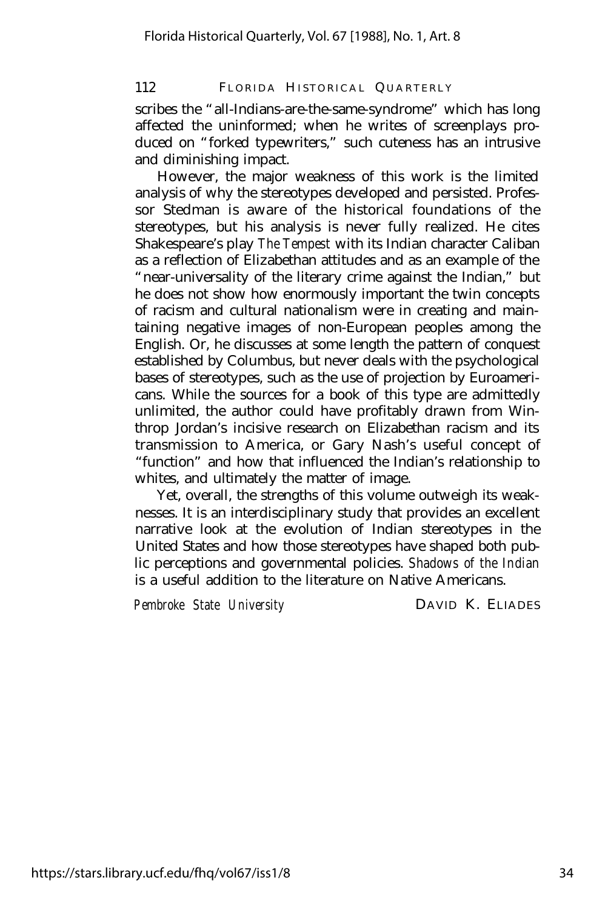scribes the "all-Indians-are-the-same-syndrome" which has long affected the uninformed; when he writes of screenplays produced on "forked typewriters," such cuteness has an intrusive and diminishing impact.

However, the major weakness of this work is the limited analysis of why the stereotypes developed and persisted. Professor Stedman is aware of the historical foundations of the stereotypes, but his analysis is never fully realized. He cites Shakespeare's play *The Tempest* with its Indian character Caliban as a reflection of Elizabethan attitudes and as an example of the "near-universality of the literary crime against the Indian," but he does not show how enormously important the twin concepts of racism and cultural nationalism were in creating and maintaining negative images of non-European peoples among the English. Or, he discusses at some length the pattern of conquest established by Columbus, but never deals with the psychological bases of stereotypes, such as the use of projection by Euroamericans. While the sources for a book of this type are admittedly unlimited, the author could have profitably drawn from Winthrop Jordan's incisive research on Elizabethan racism and its transmission to America, or Gary Nash's useful concept of "function" and how that influenced the Indian's relationship to whites, and ultimately the matter of image.

Yet, overall, the strengths of this volume outweigh its weaknesses. It is an interdisciplinary study that provides an excellent narrative look at the evolution of Indian stereotypes in the United States and how those stereotypes have shaped both public perceptions and governmental policies. *Shadows of the Indian* is a useful addition to the literature on Native Americans.

*Pembroke State University* — DAVID K. ELIADES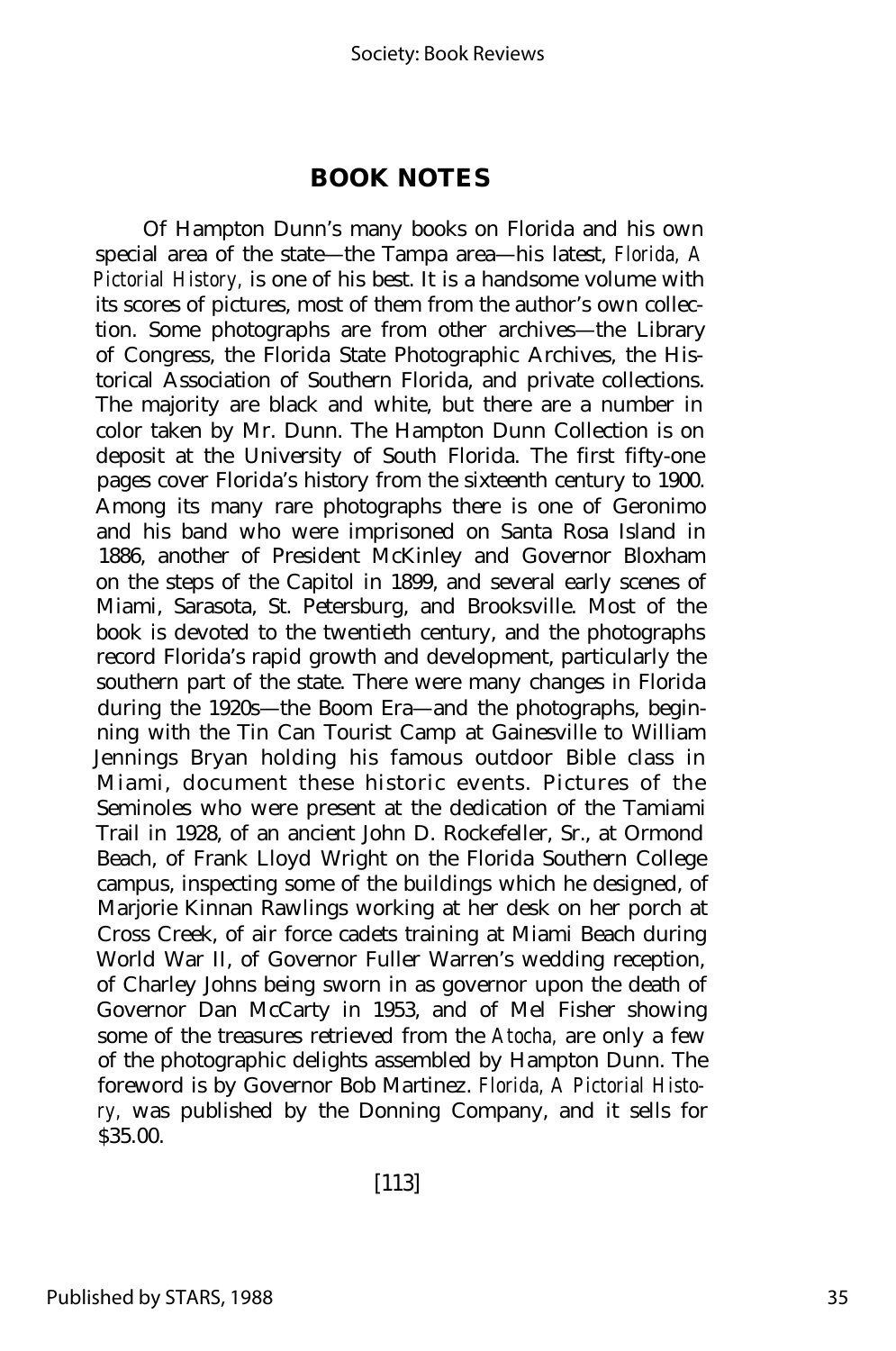## BOOK NOTES

Of Hampton Dunn's many books on Florida and his own special area of the state—the Tampa area—his latest, *Florida, A Pictorial History,* is one of his best. It is a handsome volume with its scores of pictures, most of them from the author's own collection. Some photographs are from other archives—the Library of Congress, the Florida State Photographic Archives, the Historical Association of Southern Florida, and private collections. The majority are black and white, but there are a number in color taken by Mr. Dunn. The Hampton Dunn Collection is on deposit at the University of South Florida. The first fifty-one pages cover Florida's history from the sixteenth century to 1900. Among its many rare photographs there is one of Geronimo and his band who were imprisoned on Santa Rosa Island in 1886, another of President McKinley and Governor Bloxham on the steps of the Capitol in 1899, and several early scenes of Miami, Sarasota, St. Petersburg, and Brooksville. Most of the book is devoted to the twentieth century, and the photographs record Florida's rapid growth and development, particularly the southern part of the state. There were many changes in Florida during the 1920s—the Boom Era—and the photographs, beginning with the Tin Can Tourist Camp at Gainesville to William Jennings Bryan holding his famous outdoor Bible class in Miami, document these historic events. Pictures of the Seminoles who were present at the dedication of the Tamiami Trail in 1928, of an ancient John D. Rockefeller, Sr., at Ormond Beach, of Frank Lloyd Wright on the Florida Southern College campus, inspecting some of the buildings which he designed, of Marjorie Kinnan Rawlings working at her desk on her porch at Cross Creek, of air force cadets training at Miami Beach during World War II, of Governor Fuller Warren's wedding reception, of Charley Johns being sworn in as governor upon the death of Governor Dan McCarty in 1953, and of Mel Fisher showing some of the treasures retrieved from the *Atocha,* are only a few of the photographic delights assembled by Hampton Dunn. The foreword is by Governor Bob Martinez. *Florida, A Pictorial History,* was published by the Donning Company, and it sells for $35.00.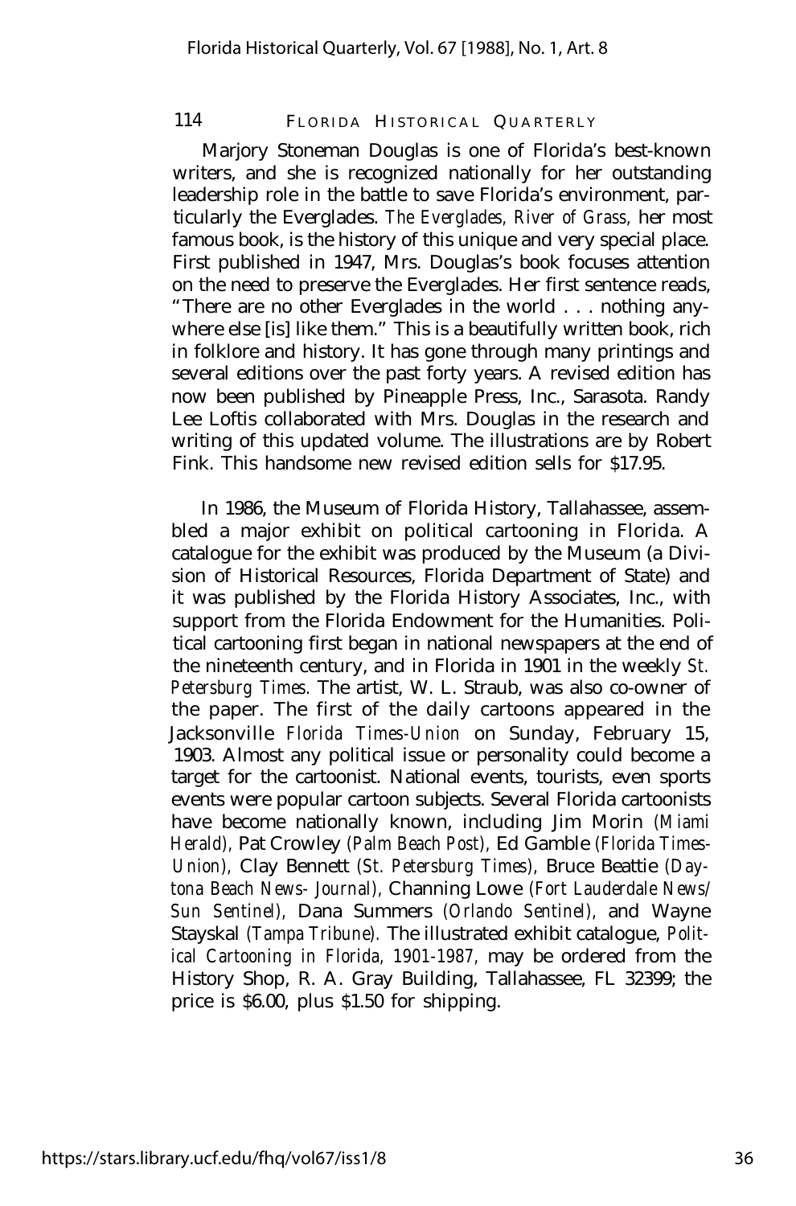Marjory Stoneman Douglas is one of Florida's best-known writers, and she is recognized nationally for her outstanding leadership role in the battle to save Florida's environment, particularly the Everglades. *The Everglades, River of Grass,* her most famous book, is the history of this unique and very special place. First published in 1947, Mrs. Douglas's book focuses attention on the need to preserve the Everglades. Her first sentence reads, "There are no other Everglades in the world . . . nothing anywhere else [is] like them." This is a beautifully written book, rich in folklore and history. It has gone through many printings and several editions over the past forty years. A revised edition has now been published by Pineapple Press, Inc., Sarasota. Randy Lee Loftis collaborated with Mrs. Douglas in the research and writing of this updated volume. The illustrations are by Robert Fink. This handsome new revised edition sells for $17.95.

In 1986, the Museum of Florida History, Tallahassee, assembled a major exhibit on political cartooning in Florida. A catalogue for the exhibit was produced by the Museum (a Division of Historical Resources, Florida Department of State) and it was published by the Florida History Associates, Inc., with support from the Florida Endowment for the Humanities. Political cartooning first began in national newspapers at the end of the nineteenth century, and in Florida in 1901 in the weekly *St. Petersburg Times.* The artist, W. L. Straub, was also co-owner of the paper. The first of the daily cartoons appeared in the Jacksonville *Florida Times-Union* on Sunday, February 15, 1903. Almost any political issue or personality could become a target for the cartoonist. National events, tourists, even sports events were popular cartoon subjects. Several Florida cartoonists have become nationally known, including Jim Morin *(Miami Herald),* Pat Crowley *(Palm Beach Post),* Ed Gamble *(Florida Times-Union),* Clay Bennett *(St. Petersburg Times),* Bruce Beattie *(Daytona Beach News- Journal),* Channing Lowe *(Fort Lauderdale News/Sun Sentinel),* Dana Summers *(Orlando Sentinel),* and Wayne Stayskal *(Tampa Tribune).* The illustrated exhibit catalogue, *Political Cartooning in Florida, 1901-1987,* may be ordered from the History Shop, R. A. Gray Building, Tallahassee, FL 32399; the price is $6.00, plus $1.50 for shipping.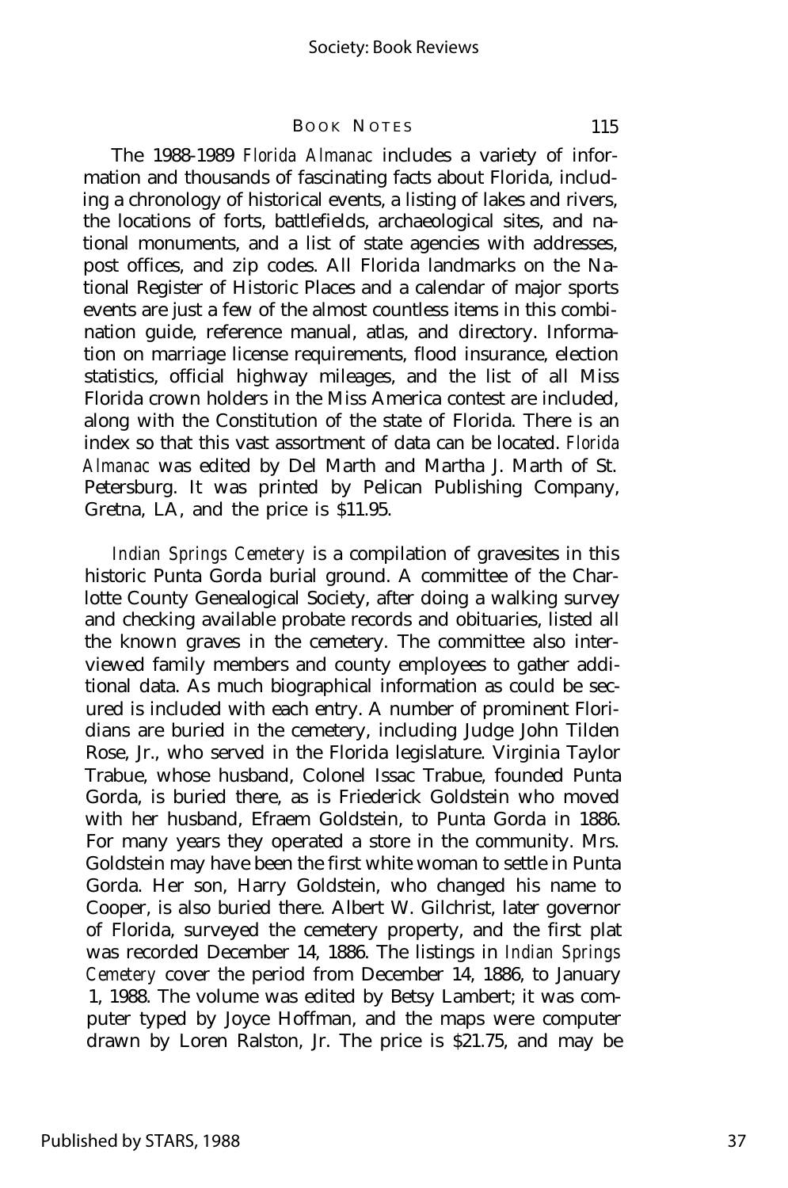The 1988-1989 *Florida Almanac* includes a variety of information and thousands of fascinating facts about Florida, including a chronology of historical events, a listing of lakes and rivers, the locations of forts, battlefields, archaeological sites, and national monuments, and a list of state agencies with addresses, post offices, and zip codes. All Florida landmarks on the National Register of Historic Places and a calendar of major sports events are just a few of the almost countless items in this combination guide, reference manual, atlas, and directory. Information on marriage license requirements, flood insurance, election statistics, official highway mileages, and the list of all Miss Florida crown holders in the Miss America contest are included, along with the Constitution of the state of Florida. There is an index so that this vast assortment of data can be located. *Florida Almanac* was edited by Del Marth and Martha J. Marth of St. Petersburg. It was printed by Pelican Publishing Company, Gretna, LA, and the price is $11.95.

*Indian Springs Cemetery* is a compilation of gravesites in this historic Punta Gorda burial ground. A committee of the Charlotte County Genealogical Society, after doing a walking survey and checking available probate records and obituaries, listed all the known graves in the cemetery. The committee also interviewed family members and county employees to gather additional data. As much biographical information as could be secured is included with each entry. A number of prominent Floridians are buried in the cemetery, including Judge John Tilden Rose, Jr., who served in the Florida legislature. Virginia Taylor Trabue, whose husband, Colonel Issac Trabue, founded Punta Gorda, is buried there, as is Friederick Goldstein who moved with her husband, Efraem Goldstein, to Punta Gorda in 1886. For many years they operated a store in the community. Mrs. Goldstein may have been the first white woman to settle in Punta Gorda. Her son, Harry Goldstein, who changed his name to Cooper, is also buried there. Albert W. Gilchrist, later governor of Florida, surveyed the cemetery property, and the first plat was recorded December 14, 1886. The listings in *Indian Springs Cemetery* cover the period from December 14, 1886, to January 1, 1988. The volume was edited by Betsy Lambert; it was computer typed by Joyce Hoffman, and the maps were computer drawn by Loren Ralston, Jr. The price is $21.75, and may be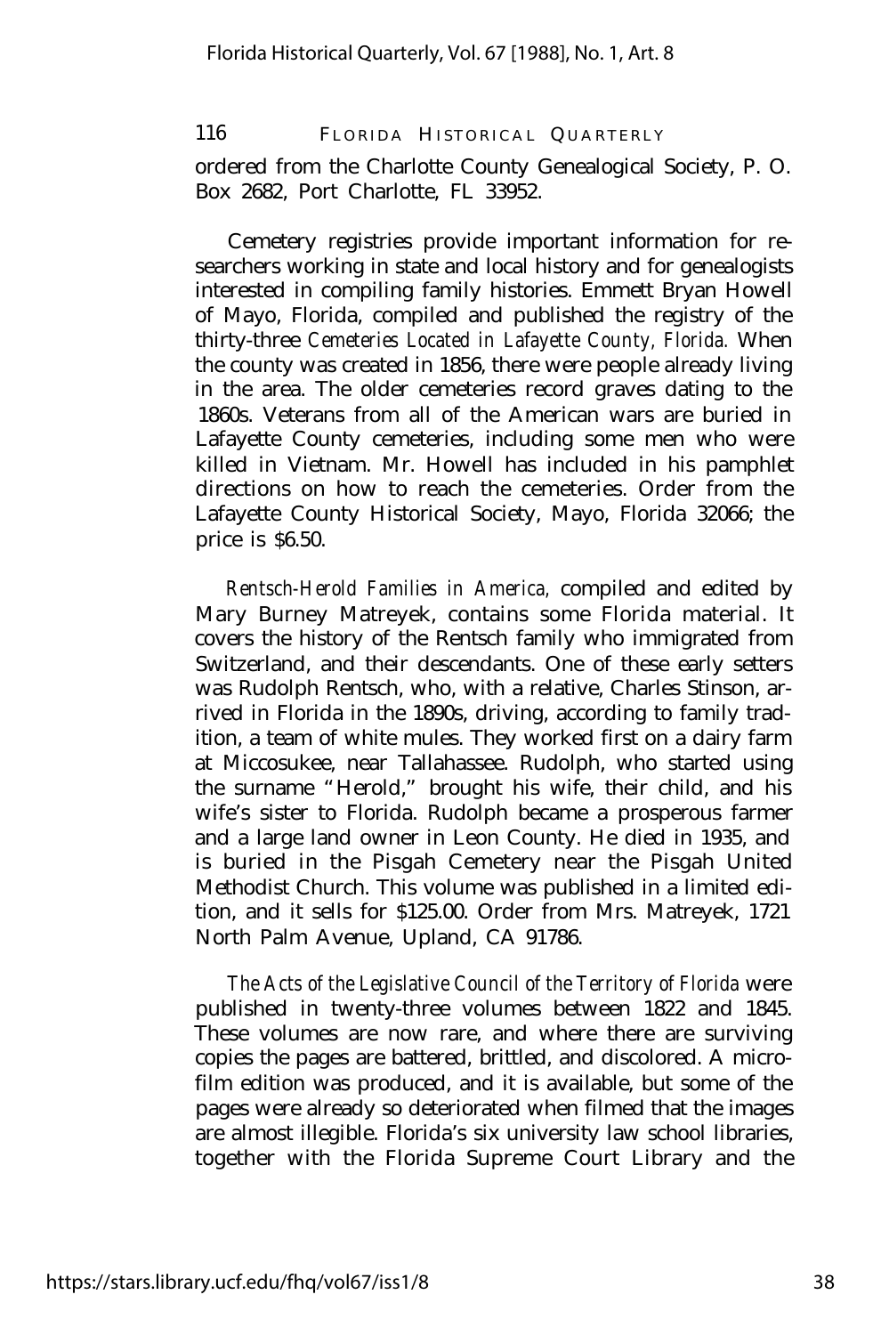ordered from the Charlotte County Genealogical Society, P. O. Box 2682, Port Charlotte, FL 33952.

Cemetery registries provide important information for researchers working in state and local history and for genealogists interested in compiling family histories. Emmett Bryan Howell of Mayo, Florida, compiled and published the registry of the thirty-three *Cemeteries Located in Lafayette County, Florida*. When the county was created in 1856, there were people already living in the area. The older cemeteries record graves dating to the 1860s. Veterans from all of the American wars are buried in Lafayette County cemeteries, including some men who were killed in Vietnam. Mr. Howell has included in his pamphlet directions on how to reach the cemeteries. Order from the Lafayette County Historical Society, Mayo, Florida 32066; the price is $6.50.

*Rentsch-Herold Families in America*, compiled and edited by Mary Burney Matreyek, contains some Florida material. It covers the history of the Rentsch family who immigrated from Switzerland, and their descendants. One of these early setters was Rudolph Rentsch, who, with a relative, Charles Stinson, arrived in Florida in the 1890s, driving, according to family tradition, a team of white mules. They worked first on a dairy farm at Miccosukee, near Tallahassee. Rudolph, who started using the surname "Herold," brought his wife, their child, and his wife's sister to Florida. Rudolph became a prosperous farmer and a large land owner in Leon County. He died in 1935, and is buried in the Pisgah Cemetery near the Pisgah United Methodist Church. This volume was published in a limited edition, and it sells for $125.00. Order from Mrs. Matreyek, 1721 North Palm Avenue, Upland, CA 91786.

*The Acts of the Legislative Council of the Territory of Florida* were published in twenty-three volumes between 1822 and 1845. These volumes are now rare, and where there are surviving copies the pages are battered, brittled, and discolored. A microfilm edition was produced, and it is available, but some of the pages were already so deteriorated when filmed that the images are almost illegible. Florida's six university law school libraries, together with the Florida Supreme Court Library and the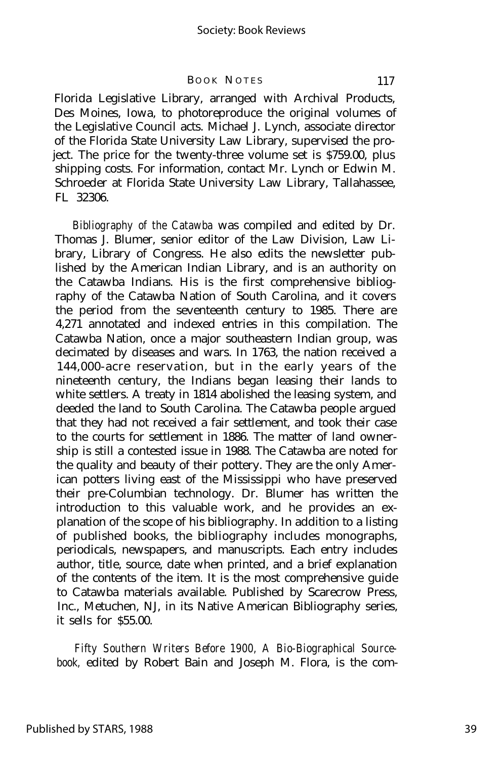Florida Legislative Library, arranged with Archival Products, Des Moines, Iowa, to photoreproduce the original volumes of the Legislative Council acts. Michael J. Lynch, associate director of the Florida State University Law Library, supervised the project. The price for the twenty-three volume set is $759.00, plus shipping costs. For information, contact Mr. Lynch or Edwin M. Schroeder at Florida State University Law Library, Tallahassee, FL 32306.

*Bibliography of the Catawba* was compiled and edited by Dr. Thomas J. Blumer, senior editor of the Law Division, Law Library, Library of Congress. He also edits the newsletter published by the American Indian Library, and is an authority on the Catawba Indians. His is the first comprehensive bibliography of the Catawba Nation of South Carolina, and it covers the period from the seventeenth century to 1985. There are 4,271 annotated and indexed entries in this compilation. The Catawba Nation, once a major southeastern Indian group, was decimated by diseases and wars. In 1763, the nation received a 144,000-acre reservation, but in the early years of the nineteenth century, the Indians began leasing their lands to white settlers. A treaty in 1814 abolished the leasing system, and deeded the land to South Carolina. The Catawba people argued that they had not received a fair settlement, and took their case to the courts for settlement in 1886. The matter of land ownership is still a contested issue in 1988. The Catawba are noted for the quality and beauty of their pottery. They are the only American potters living east of the Mississippi who have preserved their pre-Columbian technology. Dr. Blumer has written the introduction to this valuable work, and he provides an explanation of the scope of his bibliography. In addition to a listing of published books, the bibliography includes monographs, periodicals, newspapers, and manuscripts. Each entry includes author, title, source, date when printed, and a brief explanation of the contents of the item. It is the most comprehensive guide to Catawba materials available. Published by Scarecrow Press, Inc., Metuchen, NJ, in its Native American Bibliography series, it sells for $55.00.

*Fifty Southern Writers Before 1900, A Bio-Biographical Sourcebook,* edited by Robert Bain and Joseph M. Flora, is the com-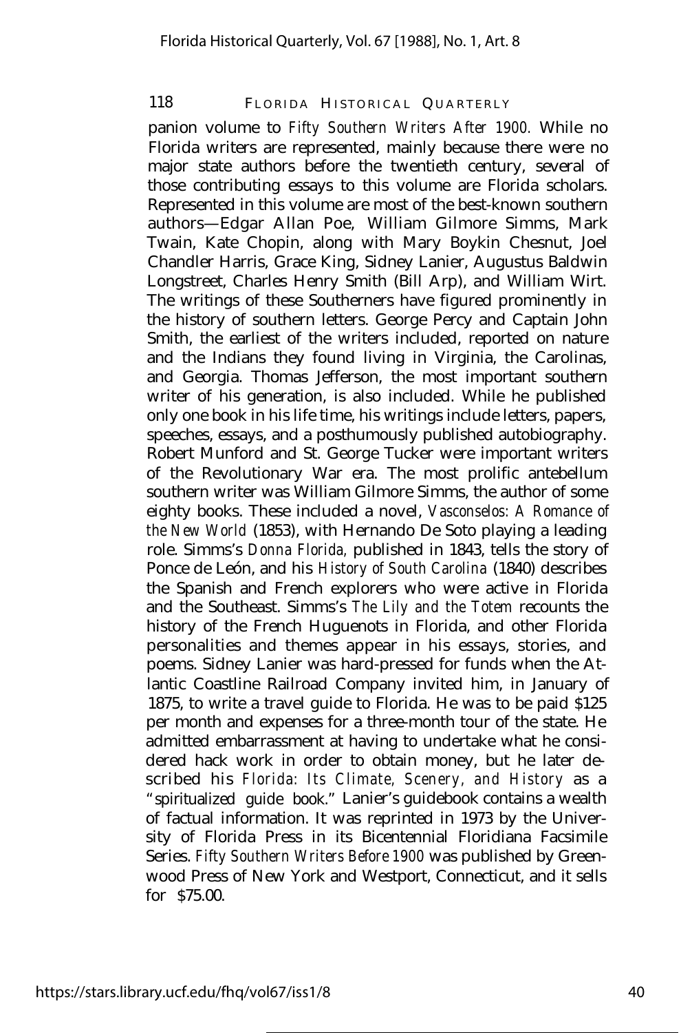panion volume to *Fifty Southern Writers After 1900.* While no Florida writers are represented, mainly because there were no major state authors before the twentieth century, several of those contributing essays to this volume are Florida scholars. Represented in this volume are most of the best-known southern authors—Edgar Allan Poe, William Gilmore Simms, Mark Twain, Kate Chopin, along with Mary Boykin Chesnut, Joel Chandler Harris, Grace King, Sidney Lanier, Augustus Baldwin Longstreet, Charles Henry Smith (Bill Arp), and William Wirt. The writings of these Southerners have figured prominently in the history of southern letters. George Percy and Captain John Smith, the earliest of the writers included, reported on nature and the Indians they found living in Virginia, the Carolinas, and Georgia. Thomas Jefferson, the most important southern writer of his generation, is also included. While he published only one book in his life time, his writings include letters, papers, speeches, essays, and a posthumously published autobiography. Robert Munford and St. George Tucker were important writers of the Revolutionary War era. The most prolific antebellum southern writer was William Gilmore Simms, the author of some eighty books. These included a novel, *Vasconselos: A Romance of the New World* (1853), with Hernando De Soto playing a leading role. Simms's *Donna Florida,* published in 1843, tells the story of Ponce de León, and his *History of South Carolina* (1840) describes the Spanish and French explorers who were active in Florida and the Southeast. Simms's *The Lily and the Totem* recounts the history of the French Huguenots in Florida, and other Florida personalities and themes appear in his essays, stories, and poems. Sidney Lanier was hard-pressed for funds when the Atlantic Coastline Railroad Company invited him, in January of 1875, to write a travel guide to Florida. He was to be paid $125 per month and expenses for a three-month tour of the state. He admitted embarrassment at having to undertake what he considered hack work in order to obtain money, but he later described his *Florida: Its Climate, Scenery, and History* as a "spiritualized guide book." Lanier's guidebook contains a wealth of factual information. It was reprinted in 1973 by the University of Florida Press in its Bicentennial Floridiana Facsimile Series. *Fifty Southern Writers Before 1900* was published by Greenwood Press of New York and Westport, Connecticut, and it sells for $75.00.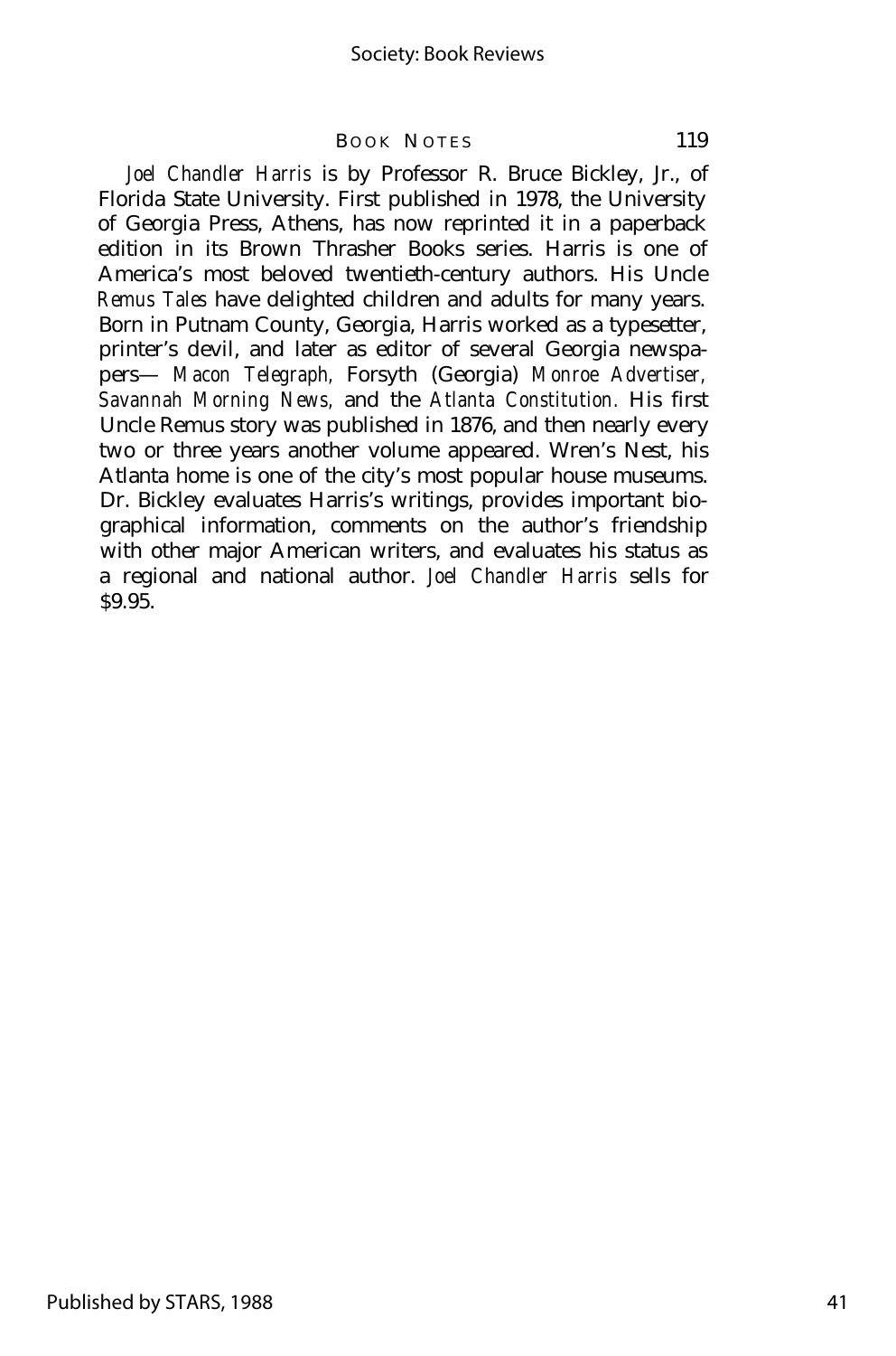*Joel Chandler Harris* is by Professor R. Bruce Bickley, Jr., of Florida State University. First published in 1978, the University of Georgia Press, Athens, has now reprinted it in a paperback edition in its Brown Thrasher Books series. Harris is one of America's most beloved twentieth-century authors. His Uncle *Remus Tales* have delighted children and adults for many years. Born in Putnam County, Georgia, Harris worked as a typesetter, printer's devil, and later as editor of several Georgia newspapers— *Macon Telegraph,* Forsyth (Georgia) *Monroe Advertiser, Savannah Morning News,* and the *Atlanta Constitution.* His first Uncle Remus story was published in 1876, and then nearly every two or three years another volume appeared. Wren's Nest, his Atlanta home is one of the city's most popular house museums. Dr. Bickley evaluates Harris's writings, provides important biographical information, comments on the author's friendship with other major American writers, and evaluates his status as a regional and national author. *Joel Chandler Harris* sells for $9.95.